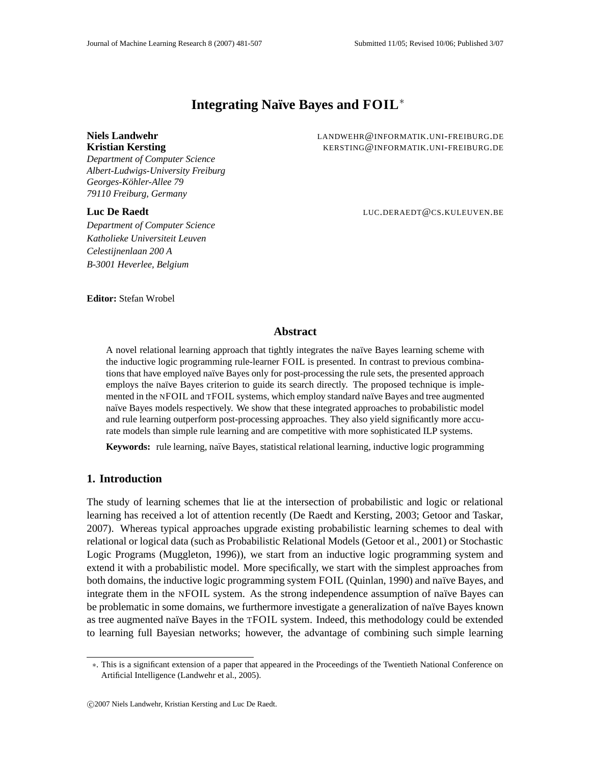# Integrating Naïve Bayes and FOIL*

**Niels Landwehr** LANDWEHR@INFORMATIK.UNI-FREIBURG.DE
**Kristian Kersting** KERSTING@INFORMATIK.UNI-FREIBURG.DE
*Department of Computer Science*
*Albert-Ludwigs-University Freiburg*
*Georges-Köhler-Allee 79*
*79110 Freiburg, Germany*

**Luc De Raedt** LUC.DERAEDT@CS.KULEUVEN.BE
*Department of Computer Science*
*Katholieke Universiteit Leuven*
*Celestijnenlaan 200 A*
*B-3001 Heverlee, Belgium*

**Editor:** Stefan Wrobel

## Abstract

A novel relational learning approach that tightly integrates the naïve Bayes learning scheme with the inductive logic programming rule-learner FOIL is presented. In contrast to previous combinations that have employed naïve Bayes only for post-processing the rule sets, the presented approach employs the naïve Bayes criterion to guide its search directly. The proposed technique is implemented in the NFOIL and TFOIL systems, which employ standard naïve Bayes and tree augmented naïve Bayes models respectively. We show that these integrated approaches to probabilistic model and rule learning outperform post-processing approaches. They also yield significantly more accurate models than simple rule learning and are competitive with more sophisticated ILP systems.

**Keywords:** rule learning, naïve Bayes, statistical relational learning, inductive logic programming

## 1. Introduction

The study of learning schemes that lie at the intersection of probabilistic and logic or relational learning has received a lot of attention recently (De Raedt and Kersting, 2003; Getoor and Taskar, 2007). Whereas typical approaches upgrade existing probabilistic learning schemes to deal with relational or logical data (such as Probabilistic Relational Models (Getoor et al., 2001) or Stochastic Logic Programs (Muggleton, 1996)), we start from an inductive logic programming system and extend it with a probabilistic model. More specifically, we start with the simplest approaches from both domains, the inductive logic programming system FOIL (Quinlan, 1990) and naïve Bayes, and integrate them in the NFOIL system. As the strong independence assumption of naïve Bayes can be problematic in some domains, we furthermore investigate a generalization of naïve Bayes known as tree augmented naïve Bayes in the TFOIL system. Indeed, this methodology could be extended to learning full Bayesian networks; however, the advantage of combining such simple learning

*. This is a significant extension of a paper that appeared in the Proceedings of the Twentieth National Conference on Artificial Intelligence (Landwehr et al., 2005).

©2007 Niels Landwehr, Kristian Kersting and Luc De Raedt.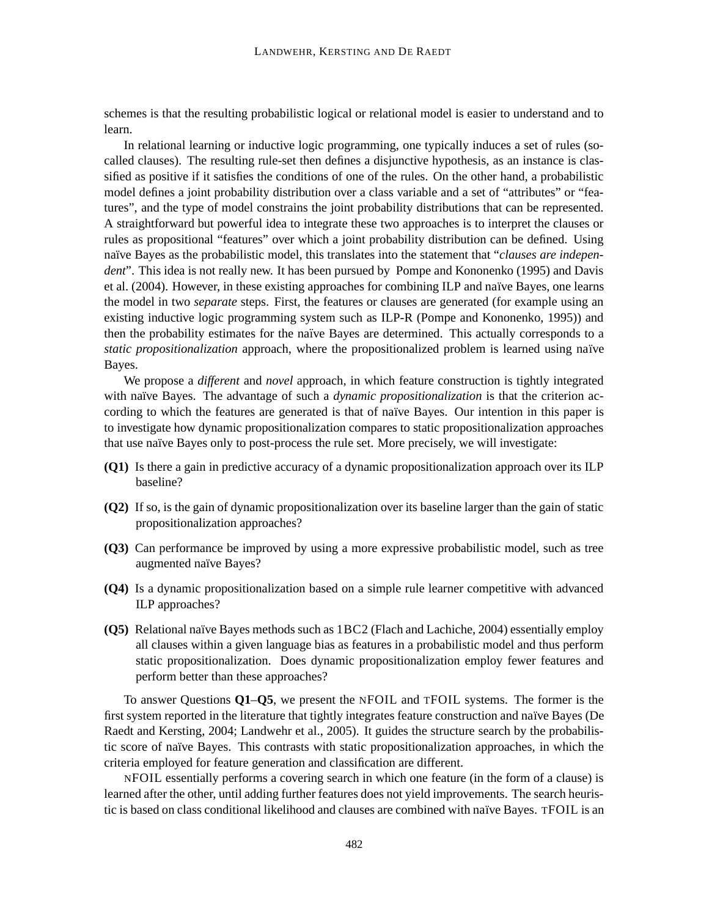schemes is that the resulting probabilistic logical or relational model is easier to understand and to learn.

In relational learning or inductive logic programming, one typically induces a set of rules (so-called clauses). The resulting rule-set then defines a disjunctive hypothesis, as an instance is classified as positive if it satisfies the conditions of one of the rules. On the other hand, a probabilistic model defines a joint probability distribution over a class variable and a set of "attributes" or "features", and the type of model constrains the joint probability distributions that can be represented. A straightforward but powerful idea to integrate these two approaches is to interpret the clauses or rules as propositional "features" over which a joint probability distribution can be defined. Using naïve Bayes as the probabilistic model, this translates into the statement that "*clauses are independent*". This idea is not really new. It has been pursued by Pompe and Kononenko (1995) and Davis et al. (2004). However, in these existing approaches for combining ILP and naïve Bayes, one learns the model in two *separate* steps. First, the features or clauses are generated (for example using an existing inductive logic programming system such as ILP-R (Pompe and Kononenko, 1995)) and then the probability estimates for the naïve Bayes are determined. This actually corresponds to a *static propositionalization* approach, where the propositionalized problem is learned using naïve Bayes.

We propose a *different* and *novel* approach, in which feature construction is tightly integrated with naïve Bayes. The advantage of such a *dynamic propositionalization* is that the criterion according to which the features are generated is that of naïve Bayes. Our intention in this paper is to investigate how dynamic propositionalization compares to static propositionalization approaches that use naïve Bayes only to post-process the rule set. More precisely, we will investigate:

- **(Q1)** Is there a gain in predictive accuracy of a dynamic propositionalization approach over its ILP baseline?
- **(Q2)** If so, is the gain of dynamic propositionalization over its baseline larger than the gain of static propositionalization approaches?
- **(Q3)** Can performance be improved by using a more expressive probabilistic model, such as tree augmented naïve Bayes?
- **(Q4)** Is a dynamic propositionalization based on a simple rule learner competitive with advanced ILP approaches?
- **(Q5)** Relational naïve Bayes methods such as 1BC2 (Flach and Lachiche, 2004) essentially employ all clauses within a given language bias as features in a probabilistic model and thus perform static propositionalization. Does dynamic propositionalization employ fewer features and perform better than these approaches?

To answer Questions **Q1**–**Q5**, we present the NFOIL and TFOIL systems. The former is the first system reported in the literature that tightly integrates feature construction and naïve Bayes (De Raedt and Kersting, 2004; Landwehr et al., 2005). It guides the structure search by the probabilistic score of naïve Bayes. This contrasts with static propositionalization approaches, in which the criteria employed for feature generation and classification are different.

NFOIL essentially performs a covering search in which one feature (in the form of a clause) is learned after the other, until adding further features does not yield improvements. The search heuristic is based on class conditional likelihood and clauses are combined with naïve Bayes. TFOIL is an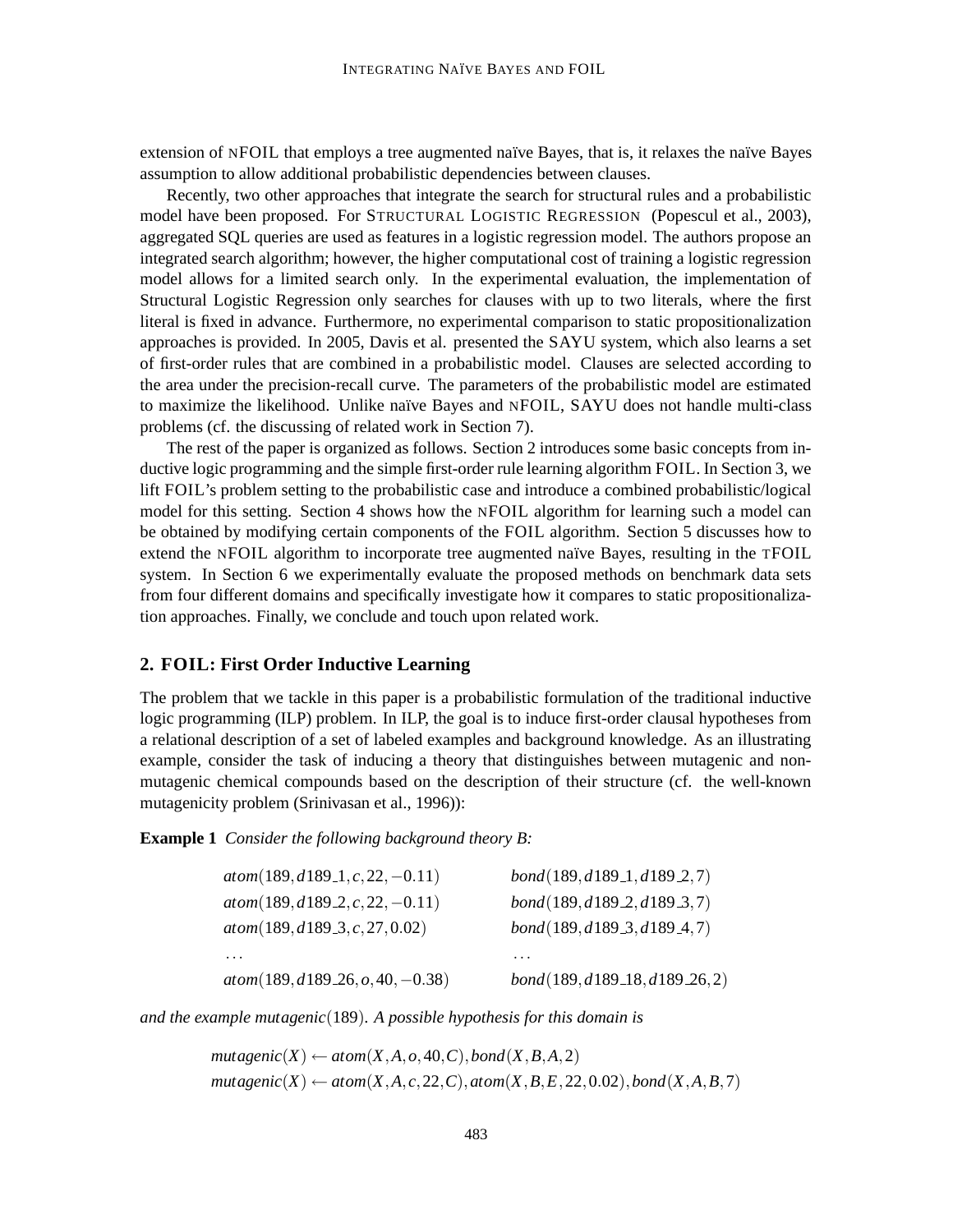extension of nFOIL that employs a tree augmented naïve Bayes, that is, it relaxes the naïve Bayes assumption to allow additional probabilistic dependencies between clauses.

Recently, two other approaches that integrate the search for structural rules and a probabilistic model have been proposed. For STRUCTURAL LOGISTIC REGRESSION (Popescul et al., 2003), aggregated SQL queries are used as features in a logistic regression model. The authors propose an integrated search algorithm; however, the higher computational cost of training a logistic regression model allows for a limited search only. In the experimental evaluation, the implementation of Structural Logistic Regression only searches for clauses with up to two literals, where the first literal is fixed in advance. Furthermore, no experimental comparison to static propositionalization approaches is provided. In 2005, Davis et al. presented the SAYU system, which also learns a set of first-order rules that are combined in a probabilistic model. Clauses are selected according to the area under the precision-recall curve. The parameters of the probabilistic model are estimated to maximize the likelihood. Unlike naïve Bayes and nFOIL, SAYU does not handle multi-class problems (cf. the discussing of related work in Section 7).

The rest of the paper is organized as follows. Section 2 introduces some basic concepts from inductive logic programming and the simple first-order rule learning algorithm FOIL. In Section 3, we lift FOIL's problem setting to the probabilistic case and introduce a combined probabilistic/logical model for this setting. Section 4 shows how the nFOIL algorithm for learning such a model can be obtained by modifying certain components of the FOIL algorithm. Section 5 discusses how to extend the nFOIL algorithm to incorporate tree augmented naïve Bayes, resulting in the tFOIL system. In Section 6 we experimentally evaluate the proposed methods on benchmark data sets from four different domains and specifically investigate how it compares to static propositionalization approaches. Finally, we conclude and touch upon related work.

## 2. FOIL: First Order Inductive Learning

The problem that we tackle in this paper is a probabilistic formulation of the traditional inductive logic programming (ILP) problem. In ILP, the goal is to induce first-order clausal hypotheses from a relational description of a set of labeled examples and background knowledge. As an illustrating example, consider the task of inducing a theory that distinguishes between mutagenic and non-mutagenic chemical compounds based on the description of their structure (cf. the well-known mutagenicity problem (Srinivasan et al., 1996)):

**Example 1** *Consider the following background theory B:*

| | |
|---|---|
| $atom(189, d189\_1, c, 22, -0.11)$ | $bond(189, d189\_1, d189\_2, 7)$ |
| $atom(189, d189\_2, c, 22, -0.11)$ | $bond(189, d189\_2, d189\_3, 7)$ |
| $atom(189, d189\_3, c, 27, 0.02)$ | $bond(189, d189\_3, d189\_4, 7)$ |
| $\ldots$ | $\ldots$ |
| $atom(189, d189\_26, o, 40, -0.38)$ | $bond(189, d189\_18, d189\_26, 2)$ |

*and the example $mutagenic(189)$. A possible hypothesis for this domain is*

$$mutagenic(X) \leftarrow atom(X, A, o, 40, C), bond(X, B, A, 2)$$
$$mutagenic(X) \leftarrow atom(X, A, c, 22, C), atom(X, B, E, 22, 0.02), bond(X, A, B, 7)$$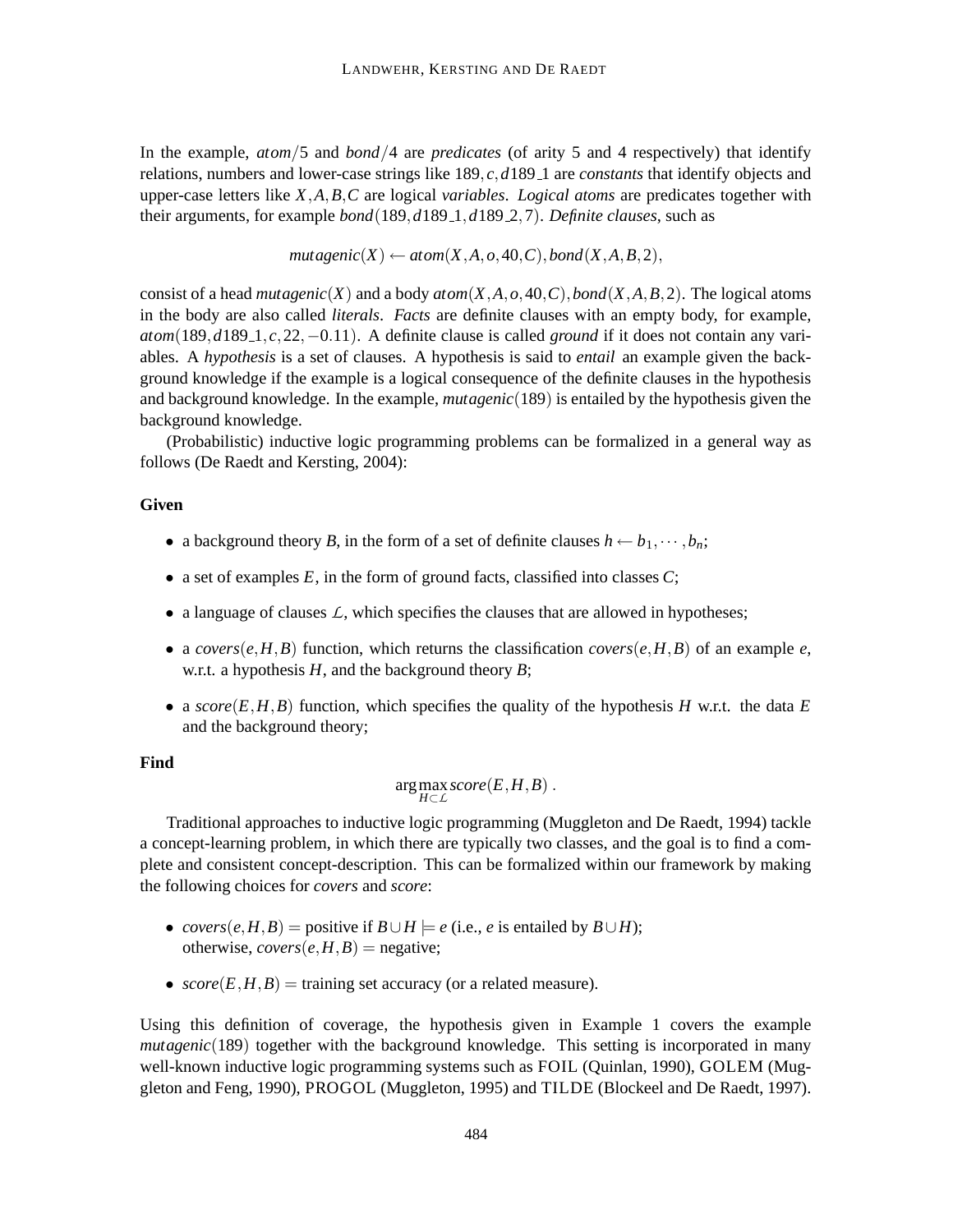In the example, $atom/5$ and $bond/4$ are *predicates* (of arity 5 and 4 respectively) that identify relations, numbers and lower-case strings like $189, c, d189\_1$ are *constants* that identify objects and upper-case letters like $X, A, B, C$ are logical *variables*. *Logical atoms* are predicates together with their arguments, for example $bond(189, d189\_1, d189\_2, 7)$. *Definite clauses*, such as

$$mutagenic(X) \leftarrow atom(X, A, o, 40, C), bond(X, A, B, 2),$$

consist of a head $mutagenic(X)$ and a body $atom(X, A, o, 40, C), bond(X, A, B, 2)$. The logical atoms in the body are also called *literals*. *Facts* are definite clauses with an empty body, for example, $atom(189, d189\_1, c, 22, -0.11)$. A definite clause is called *ground* if it does not contain any variables. A *hypothesis* is a set of clauses. A hypothesis is said to *entail* an example given the background knowledge if the example is a logical consequence of the definite clauses in the hypothesis and background knowledge. In the example, $mutagenic(189)$ is entailed by the hypothesis given the background knowledge.

(Probabilistic) inductive logic programming problems can be formalized in a general way as follows (De Raedt and Kersting, 2004):

**Given**

- a background theory $B$, in the form of a set of definite clauses $h \leftarrow b_1, \cdots, b_n$;
- a set of examples $E$, in the form of ground facts, classified into classes $C$;
- a language of clauses $\mathcal{L}$, which specifies the clauses that are allowed in hypotheses;
- a $covers(e, H, B)$ function, which returns the classification $covers(e, H, B)$ of an example $e$, w.r.t. a hypothesis $H$, and the background theory $B$;
- a $score(E, H, B)$ function, which specifies the quality of the hypothesis $H$ w.r.t. the data $E$ and the background theory;

**Find**

$$\arg\max_{H \subset \mathcal{L}} score(E, H, B) \, .$$

Traditional approaches to inductive logic programming (Muggleton and De Raedt, 1994) tackle a concept-learning problem, in which there are typically two classes, and the goal is to find a complete and consistent concept-description. This can be formalized within our framework by making the following choices for *covers* and *score*:

- $covers(e, H, B) =$ positive if $B \cup H \models e$ (i.e., $e$ is entailed by $B \cup H$); otherwise, $covers(e, H, B) =$ negative;
- $score(E, H, B) =$ training set accuracy (or a related measure).

Using this definition of coverage, the hypothesis given in Example 1 covers the example $mutagenic(189)$ together with the background knowledge. This setting is incorporated in many well-known inductive logic programming systems such as FOIL (Quinlan, 1990), GOLEM (Muggleton and Feng, 1990), PROGOL (Muggleton, 1995) and TILDE (Blockeel and De Raedt, 1997).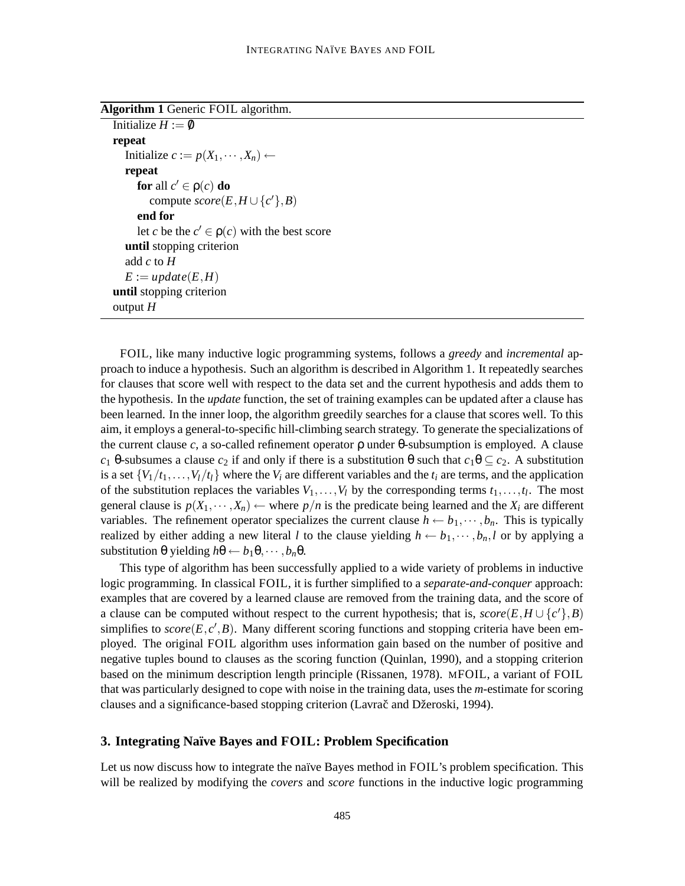**Algorithm 1** Generic FOIL algorithm.

```
Initialize H := ∅
repeat
    Initialize c := p(X_1, ··· , X_n) ←
    repeat
        for all c' ∈ ρ(c) do
            compute score(E, H ∪ {c'}, B)
        end for
        let c be the c' ∈ ρ(c) with the best score
    until stopping criterion
    add c to H
    E := update(E, H)
until stopping criterion
output H
```

FOIL, like many inductive logic programming systems, follows a *greedy* and *incremental* approach to induce a hypothesis. Such an algorithm is described in Algorithm 1. It repeatedly searches for clauses that score well with respect to the data set and the current hypothesis and adds them to the hypothesis. In the *update* function, the set of training examples can be updated after a clause has been learned. In the inner loop, the algorithm greedily searches for a clause that scores well. To this aim, it employs a general-to-specific hill-climbing search strategy. To generate the specializations of the current clause $c$, a so-called refinement operator $\rho$ under $\theta$-subsumption is employed. A clause $c_1$ $\theta$-subsumes a clause $c_2$ if and only if there is a substitution $\theta$ such that $c_1\theta \subseteq c_2$. A substitution is a set $\{V_1/t_1, \ldots, V_l/t_l\}$ where the $V_i$ are different variables and the $t_i$ are terms, and the application of the substitution replaces the variables $V_1, \ldots, V_l$ by the corresponding terms $t_1, \ldots, t_l$. The most general clause is $p(X_1, \cdots, X_n) \leftarrow$ where $p/n$ is the predicate being learned and the $X_i$ are different variables. The refinement operator specializes the current clause $h \leftarrow b_1, \cdots, b_n$. This is typically realized by either adding a new literal $l$ to the clause yielding $h \leftarrow b_1, \cdots, b_n, l$ or by applying a substitution $\theta$ yielding $h\theta \leftarrow b_1\theta, \cdots, b_n\theta$.

This type of algorithm has been successfully applied to a wide variety of problems in inductive logic programming. In classical FOIL, it is further simplified to a *separate-and-conquer* approach: examples that are covered by a learned clause are removed from the training data, and the score of a clause can be computed without respect to the current hypothesis; that is, $score(E, H \cup \{c'\}, B)$ simplifies to $score(E, c', B)$. Many different scoring functions and stopping criteria have been employed. The original FOIL algorithm uses information gain based on the number of positive and negative tuples bound to clauses as the scoring function (Quinlan, 1990), and a stopping criterion based on the minimum description length principle (Rissanen, 1978). MFOIL, a variant of FOIL that was particularly designed to cope with noise in the training data, uses the *m*-estimate for scoring clauses and a significance-based stopping criterion (Lavrač and Džeroski, 1994).

## 3. Integrating Naïve Bayes and FOIL: Problem Specification

Let us now discuss how to integrate the naïve Bayes method in FOIL's problem specification. This will be realized by modifying the *covers* and *score* functions in the inductive logic programming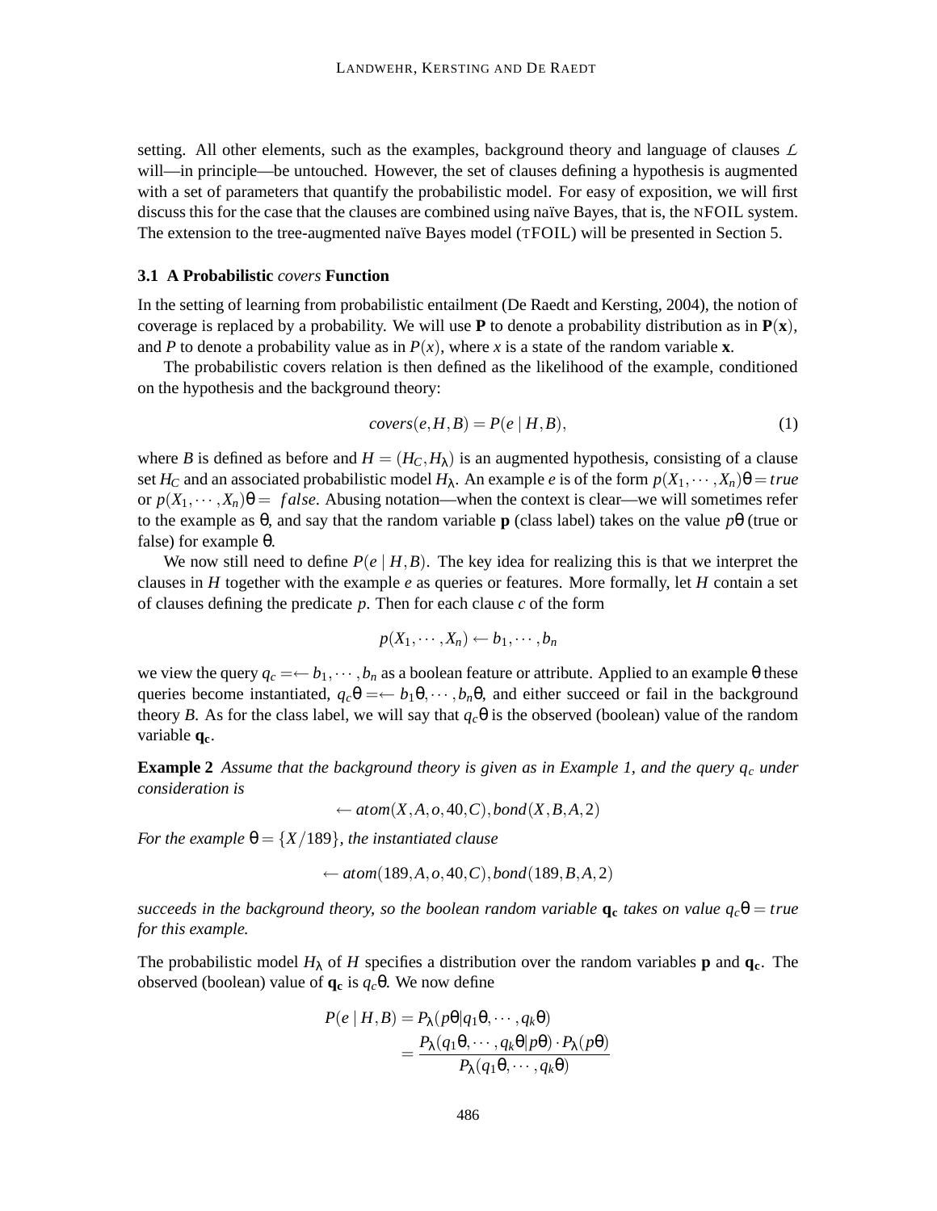setting. All other elements, such as the examples, background theory and language of clauses $\mathcal{L}$ will—in principle—be untouched. However, the set of clauses defining a hypothesis is augmented with a set of parameters that quantify the probabilistic model. For easy of exposition, we will first discuss this for the case that the clauses are combined using naïve Bayes, that is, the NFOIL system. The extension to the tree-augmented naïve Bayes model (TFOIL) will be presented in Section 5.

### 3.1 A Probabilistic *covers* Function

In the setting of learning from probabilistic entailment (De Raedt and Kersting, 2004), the notion of coverage is replaced by a probability. We will use $\mathbf{P}$ to denote a probability distribution as in $\mathbf{P}(\mathbf{x})$, and $P$ to denote a probability value as in $P(x)$, where $x$ is a state of the random variable $\mathbf{x}$.

The probabilistic covers relation is then defined as the likelihood of the example, conditioned on the hypothesis and the background theory:

$$covers(e, H, B) = P(e \mid H, B), \tag{1}$$

where $B$ is defined as before and $H = (H_C, H_\lambda)$ is an augmented hypothesis, consisting of a clause set $H_C$ and an associated probabilistic model $H_\lambda$. An example $e$ is of the form $p(X_1, \cdots, X_n)\theta = true$ or $p(X_1, \cdots, X_n)\theta = false$. Abusing notation—when the context is clear—we will sometimes refer to the example as $\theta$, and say that the random variable $\mathbf{p}$ (class label) takes on the value $p\theta$ (true or false) for example $\theta$.

We now still need to define $P(e \mid H, B)$. The key idea for realizing this is that we interpret the clauses in $H$ together with the example $e$ as queries or features. More formally, let $H$ contain a set of clauses defining the predicate $p$. Then for each clause $c$ of the form

$$p(X_1, \cdots, X_n) \leftarrow b_1, \cdots, b_n$$

we view the query $q_c = \leftarrow b_1, \cdots, b_n$ as a boolean feature or attribute. Applied to an example $\theta$ these queries become instantiated, $q_c\theta = \leftarrow b_1\theta, \cdots, b_n\theta$, and either succeed or fail in the background theory $B$. As for the class label, we will say that $q_c\theta$ is the observed (boolean) value of the random variable $\mathbf{q_c}$.

**Example 2** *Assume that the background theory is given as in Example 1, and the query $q_c$ under consideration is*

$$\leftarrow atom(X, A, o, 40, C), bond(X, B, A, 2)$$

*For the example $\theta = \{X/189\}$, the instantiated clause*

$$\leftarrow atom(189, A, o, 40, C), bond(189, B, A, 2)$$

*succeeds in the background theory, so the boolean random variable $\mathbf{q_c}$ takes on value $q_c\theta = true$ for this example.*

The probabilistic model $H_\lambda$ of $H$ specifies a distribution over the random variables $\mathbf{p}$ and $\mathbf{q_c}$. The observed (boolean) value of $\mathbf{q_c}$ is $q_c\theta$. We now define

$$\begin{aligned} P(e \mid H, B) &= P_\lambda(p\theta \mid q_1\theta, \cdots, q_k\theta) \\ &= \frac{P_\lambda(q_1\theta, \cdots, q_k\theta \mid p\theta) \cdot P_\lambda(p\theta)}{P_\lambda(q_1\theta, \cdots, q_k\theta)} \end{aligned}$$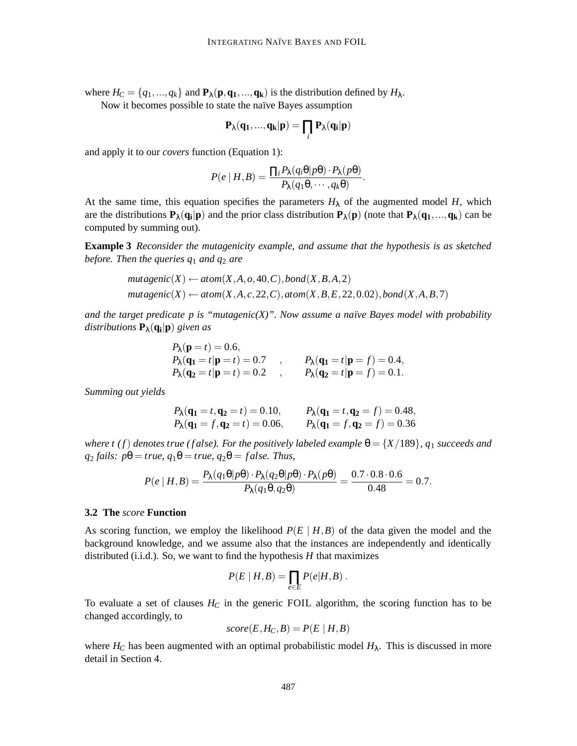where $H_C = \{q_1, ..., q_k\}$ and $\mathbf{P}_\lambda(\mathbf{p}, \mathbf{q_1}, ..., \mathbf{q_k})$ is the distribution defined by $H_\lambda$.

Now it becomes possible to state the naïve Bayes assumption

$$\mathbf{P}_\lambda(\mathbf{q_1}, ..., \mathbf{q_k} | \mathbf{p}) = \prod_i \mathbf{P}_\lambda(\mathbf{q_i} | \mathbf{p})$$

and apply it to our *covers* function (Equation 1):

$$P(e \mid H, B) = \frac{\prod_i P_\lambda(q_i\theta | p\theta) \cdot P_\lambda(p\theta)}{P_\lambda(q_1\theta, \cdots, q_k\theta)}.$$

At the same time, this equation specifies the parameters $H_\lambda$ of the augmented model $H$, which are the distributions $\mathbf{P}_\lambda(\mathbf{q_i} | \mathbf{p})$ and the prior class distribution $\mathbf{P}_\lambda(\mathbf{p})$ (note that $\mathbf{P}_\lambda(\mathbf{q_1}, ..., \mathbf{q_k})$ can be computed by summing out).

**Example 3** *Reconsider the mutagenicity example, and assume that the hypothesis is as sketched before. Then the queries $q_1$ and $q_2$ are*

$$mutagenic(X) \leftarrow atom(X, A, o, 40, C), bond(X, B, A, 2)$$
$$mutagenic(X) \leftarrow atom(X, A, c, 22, C), atom(X, B, E, 22, 0.02), bond(X, A, B, 7)$$

*and the target predicate p is "mutagenic(X)". Now assume a naïve Bayes model with probability distributions $\mathbf{P}_\lambda(\mathbf{q_i} | \mathbf{p})$ given as*

$$P_\lambda(\mathbf{p} = t) = 0.6,$$
$$P_\lambda(\mathbf{q_1} = t | \mathbf{p} = t) = 0.7 \quad , \quad P_\lambda(\mathbf{q_1} = t | \mathbf{p} = f) = 0.4,$$
$$P_\lambda(\mathbf{q_2} = t | \mathbf{p} = t) = 0.2 \quad , \quad P_\lambda(\mathbf{q_2} = t | \mathbf{p} = f) = 0.1.$$

*Summing out yields*

$$P_\lambda(\mathbf{q_1} = t, \mathbf{q_2} = t) = 0.10, \qquad P_\lambda(\mathbf{q_1} = t, \mathbf{q_2} = f) = 0.48,$$
$$P_\lambda(\mathbf{q_1} = f, \mathbf{q_2} = t) = 0.06, \qquad P_\lambda(\mathbf{q_1} = f, \mathbf{q_2} = f) = 0.36$$

*where t (f) denotes true (false). For the positively labeled example $\theta = \{X/189\}$, $q_1$ succeeds and $q_2$ fails: $p\theta = true$, $q_1\theta = true$, $q_2\theta = false$. Thus,*

$$P(e \mid H, B) = \frac{P_\lambda(q_1\theta | p\theta) \cdot P_\lambda(q_2\theta | p\theta) \cdot P_\lambda(p\theta)}{P_\lambda(q_1\theta, q_2\theta)} = \frac{0.7 \cdot 0.8 \cdot 0.6}{0.48} = 0.7.$$

### 3.2 The *score* Function

As scoring function, we employ the likelihood $P(E \mid H, B)$ of the data given the model and the background knowledge, and we assume also that the instances are independently and identically distributed (i.i.d.). So, we want to find the hypothesis $H$ that maximizes

$$P(E \mid H, B) = \prod_{e \in E} P(e | H, B) \ .$$

To evaluate a set of clauses $H_C$ in the generic FOIL algorithm, the scoring function has to be changed accordingly, to

$$score(E, H_C, B) = P(E \mid H, B)$$

where $H_C$ has been augmented with an optimal probabilistic model $H_\lambda$. This is discussed in more detail in Section 4.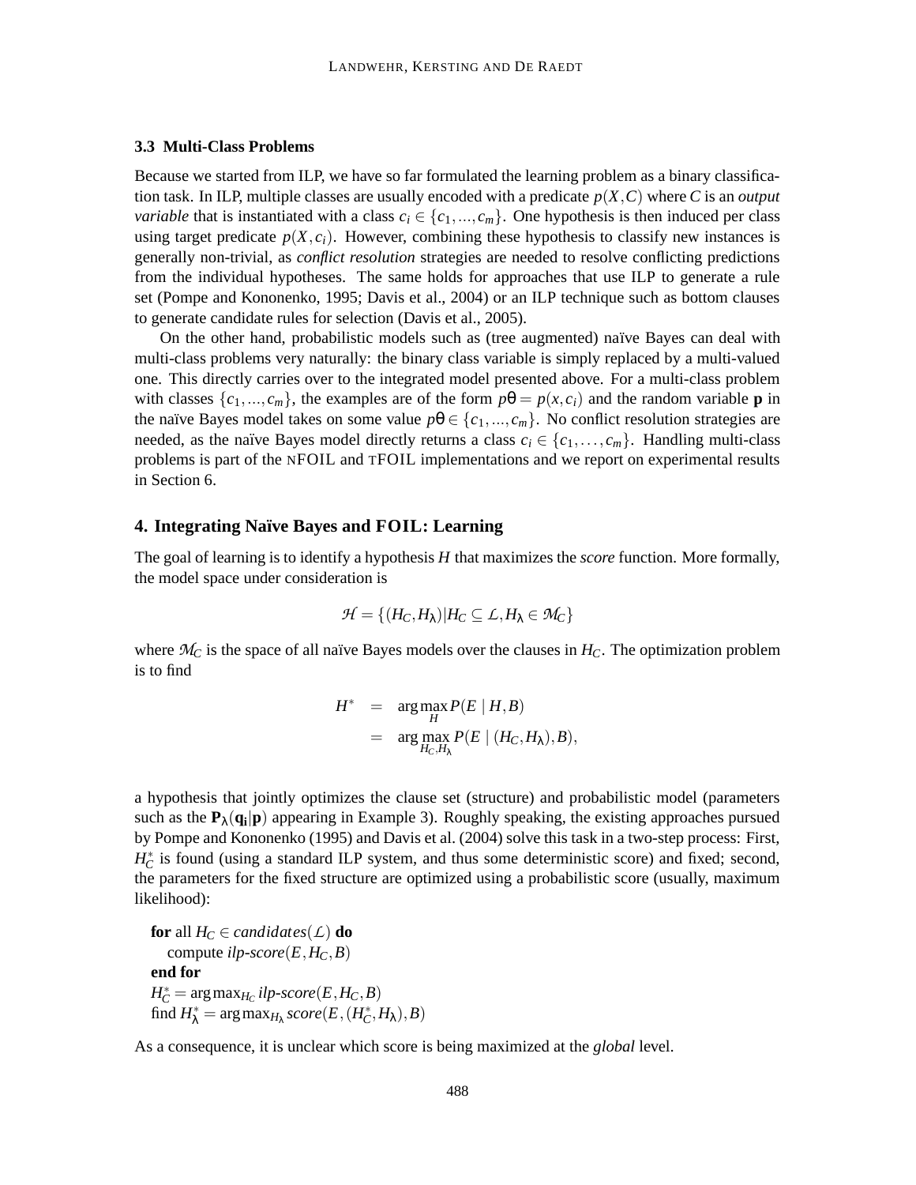### 3.3 Multi-Class Problems

Because we started from ILP, we have so far formulated the learning problem as a binary classification task. In ILP, multiple classes are usually encoded with a predicate $p(X,C)$ where $C$ is an *output variable* that is instantiated with a class $c_i \in \{c_1,...,c_m\}$. One hypothesis is then induced per class using target predicate $p(X,c_i)$. However, combining these hypothesis to classify new instances is generally non-trivial, as *conflict resolution* strategies are needed to resolve conflicting predictions from the individual hypotheses. The same holds for approaches that use ILP to generate a rule set (Pompe and Kononenko, 1995; Davis et al., 2004) or an ILP technique such as bottom clauses to generate candidate rules for selection (Davis et al., 2005).

On the other hand, probabilistic models such as (tree augmented) naïve Bayes can deal with multi-class problems very naturally: the binary class variable is simply replaced by a multi-valued one. This directly carries over to the integrated model presented above. For a multi-class problem with classes $\{c_1,...,c_m\}$, the examples are of the form $p\theta = p(x,c_i)$ and the random variable $\mathbf{p}$ in the naïve Bayes model takes on some value $p\theta \in \{c_1,...,c_m\}$. No conflict resolution strategies are needed, as the naïve Bayes model directly returns a class $c_i \in \{c_1,\ldots,c_m\}$. Handling multi-class problems is part of the nFOIL and tFOIL implementations and we report on experimental results in Section 6.

## 4. Integrating Naïve Bayes and FOIL: Learning

The goal of learning is to identify a hypothesis $H$ that maximizes the *score* function. More formally, the model space under consideration is

$$\mathcal{H} = \{(H_C, H_\lambda) | H_C \subseteq \mathcal{L}, H_\lambda \in \mathcal{M}_C\}$$

where $\mathcal{M}_C$ is the space of all naïve Bayes models over the clauses in $H_C$. The optimization problem is to find

$$\begin{aligned} H^* &= \arg\max_{H} P(E \mid H, B) \\ &= \arg\max_{H_C, H_\lambda} P(E \mid (H_C, H_\lambda), B), \end{aligned}$$

a hypothesis that jointly optimizes the clause set (structure) and probabilistic model (parameters such as the $\mathbf{P}_\lambda(\mathbf{q_i}|\mathbf{p})$ appearing in Example 3). Roughly speaking, the existing approaches pursued by Pompe and Kononenko (1995) and Davis et al. (2004) solve this task in a two-step process: First, $H_C^*$ is found (using a standard ILP system, and thus some deterministic score) and fixed; second, the parameters for the fixed structure are optimized using a probabilistic score (usually, maximum likelihood):

**for** all $H_C \in candidates(\mathcal{L})$ **do**
  compute *ilp-score*$(E, H_C, B)$
**end for**
$H_C^* = \arg\max_{H_C} \textit{ilp-score}(E, H_C, B)$
find $H_\lambda^* = \arg\max_{H_\lambda} \textit{score}(E, (H_C^*, H_\lambda), B)$

As a consequence, it is unclear which score is being maximized at the *global* level.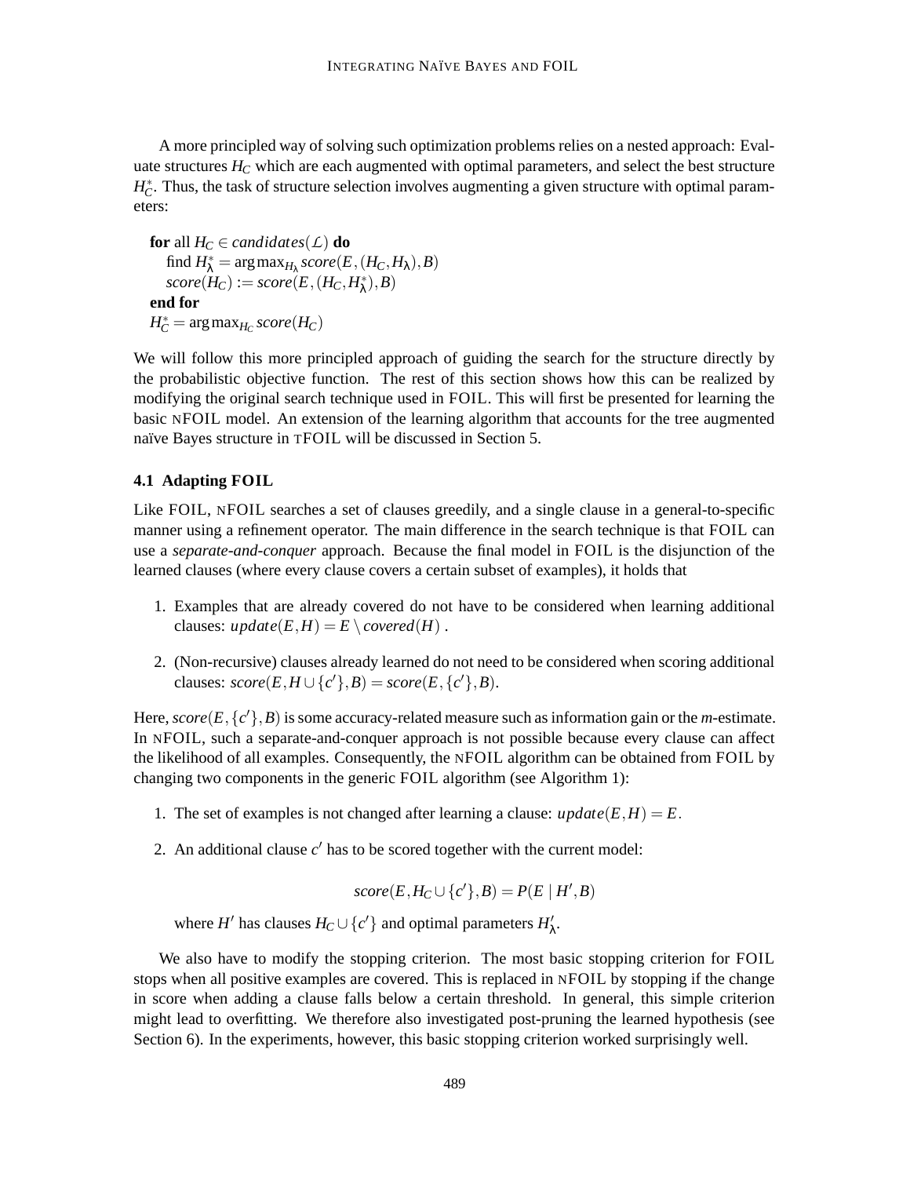A more principled way of solving such optimization problems relies on a nested approach: Evaluate structures $H_C$ which are each augmented with optimal parameters, and select the best structure $H_C^*$. Thus, the task of structure selection involves augmenting a given structure with optimal parameters:

**for** all $H_C \in \mathit{candidates}(\mathcal{L})$ **do**
  find $H_\lambda^* = \arg\max_{H_\lambda} \mathit{score}(E, (H_C, H_\lambda), B)$
  $\mathit{score}(H_C) := \mathit{score}(E, (H_C, H_\lambda^*), B)$
**end for**
$H_C^* = \arg\max_{H_C} \mathit{score}(H_C)$

We will follow this more principled approach of guiding the search for the structure directly by the probabilistic objective function. The rest of this section shows how this can be realized by modifying the original search technique used in FOIL. This will first be presented for learning the basic nFOIL model. An extension of the learning algorithm that accounts for the tree augmented naïve Bayes structure in tFOIL will be discussed in Section 5.

### 4.1 Adapting FOIL

Like FOIL, nFOIL searches a set of clauses greedily, and a single clause in a general-to-specific manner using a refinement operator. The main difference in the search technique is that FOIL can use a *separate-and-conquer* approach. Because the final model in FOIL is the disjunction of the learned clauses (where every clause covers a certain subset of examples), it holds that

1. Examples that are already covered do not have to be considered when learning additional clauses: $\mathit{update}(E, H) = E \setminus \mathit{covered}(H)$ .
2. (Non-recursive) clauses already learned do not need to be considered when scoring additional clauses: $\mathit{score}(E, H \cup \{c'\}, B) = \mathit{score}(E, \{c'\}, B)$.

Here, $\mathit{score}(E, \{c'\}, B)$ is some accuracy-related measure such as information gain or the *m*-estimate. In nFOIL, such a separate-and-conquer approach is not possible because every clause can affect the likelihood of all examples. Consequently, the nFOIL algorithm can be obtained from FOIL by changing two components in the generic FOIL algorithm (see Algorithm 1):

1. The set of examples is not changed after learning a clause: $\mathit{update}(E, H) = E$.
2. An additional clause $c'$ has to be scored together with the current model:

$$\mathit{score}(E, H_C \cup \{c'\}, B) = P(E \mid H', B)$$

where $H'$ has clauses $H_C \cup \{c'\}$ and optimal parameters $H'_\lambda$.

We also have to modify the stopping criterion. The most basic stopping criterion for FOIL stops when all positive examples are covered. This is replaced in nFOIL by stopping if the change in score when adding a clause falls below a certain threshold. In general, this simple criterion might lead to overfitting. We therefore also investigated post-pruning the learned hypothesis (see Section 6). In the experiments, however, this basic stopping criterion worked surprisingly well.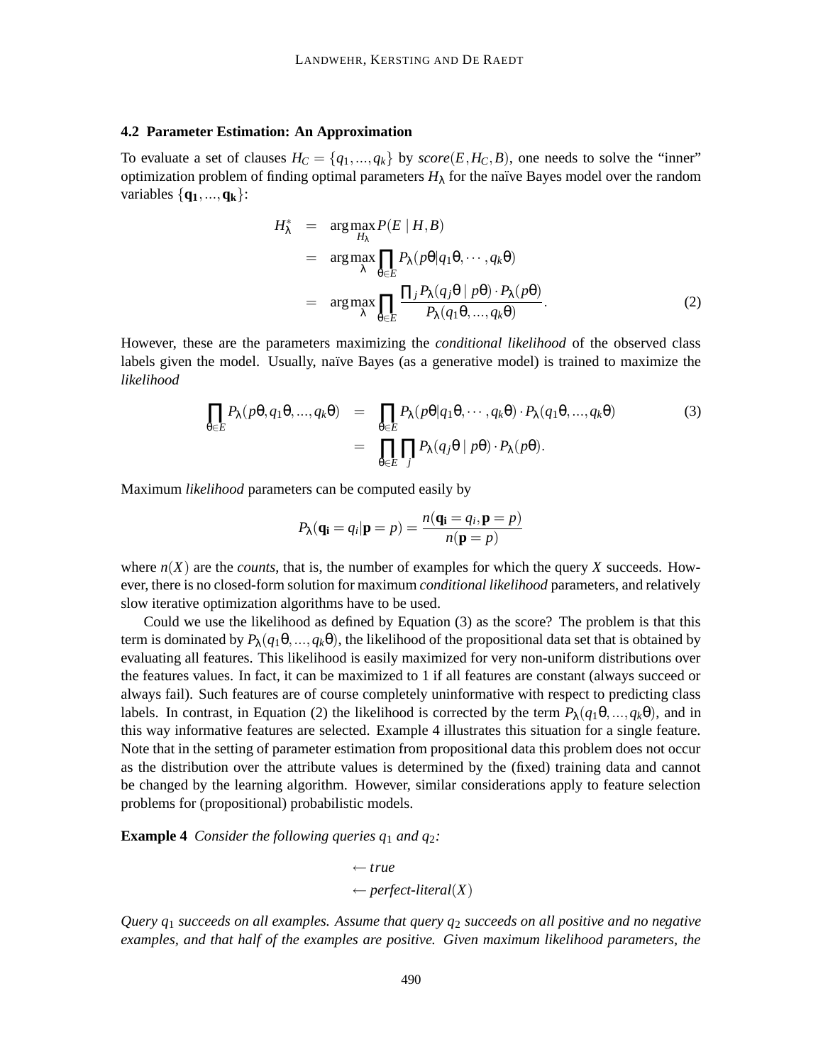### 4.2 Parameter Estimation: An Approximation

To evaluate a set of clauses $H_C = \{q_1, ..., q_k\}$ by $score(E, H_C, B)$, one needs to solve the "inner" optimization problem of finding optimal parameters $H_\lambda$ for the naïve Bayes model over the random variables $\{\mathbf{q_1}, ..., \mathbf{q_k}\}$:

$$
\begin{aligned}
H_\lambda^* &= \arg\max_{H_\lambda} P(E \mid H, B) \\
&= \arg\max_{\lambda} \prod_{\theta \in E} P_\lambda(p\theta | q_1\theta, \cdots, q_k\theta) \\
&= \arg\max_{\lambda} \prod_{\theta \in E} \frac{\prod_j P_\lambda(q_j\theta \mid p\theta) \cdot P_\lambda(p\theta)}{P_\lambda(q_1\theta, ..., q_k\theta)}.
\end{aligned} \tag{2}
$$

However, these are the parameters maximizing the *conditional likelihood* of the observed class labels given the model. Usually, naïve Bayes (as a generative model) is trained to maximize the *likelihood*

$$
\begin{aligned}
\prod_{\theta \in E} P_\lambda(p\theta, q_1\theta, ..., q_k\theta) &= \prod_{\theta \in E} P_\lambda(p\theta | q_1\theta, \cdots, q_k\theta) \cdot P_\lambda(q_1\theta, ..., q_k\theta) \\
&= \prod_{\theta \in E} \prod_j P_\lambda(q_j\theta \mid p\theta) \cdot P_\lambda(p\theta).
\end{aligned} \tag{3}
$$

Maximum *likelihood* parameters can be computed easily by

$$
P_\lambda(\mathbf{q_i} = q_i | \mathbf{p} = p) = \frac{n(\mathbf{q_i} = q_i, \mathbf{p} = p)}{n(\mathbf{p} = p)}
$$

where $n(X)$ are the *counts*, that is, the number of examples for which the query $X$ succeeds. However, there is no closed-form solution for maximum *conditional likelihood* parameters, and relatively slow iterative optimization algorithms have to be used.

Could we use the likelihood as defined by Equation (3) as the score? The problem is that this term is dominated by $P_\lambda(q_1\theta, ..., q_k\theta)$, the likelihood of the propositional data set that is obtained by evaluating all features. This likelihood is easily maximized for very non-uniform distributions over the features values. In fact, it can be maximized to 1 if all features are constant (always succeed or always fail). Such features are of course completely uninformative with respect to predicting class labels. In contrast, in Equation (2) the likelihood is corrected by the term $P_\lambda(q_1\theta, ..., q_k\theta)$, and in this way informative features are selected. Example 4 illustrates this situation for a single feature. Note that in the setting of parameter estimation from propositional data this problem does not occur as the distribution over the attribute values is determined by the (fixed) training data and cannot be changed by the learning algorithm. However, similar considerations apply to feature selection problems for (propositional) probabilistic models.

**Example 4** *Consider the following queries $q_1$ and $q_2$:*

$$
\begin{aligned}
&\leftarrow true \\
&\leftarrow perfect\text{-}literal(X)
\end{aligned}
$$

*Query $q_1$ succeeds on all examples. Assume that query $q_2$ succeeds on all positive and no negative examples, and that half of the examples are positive. Given maximum likelihood parameters, the*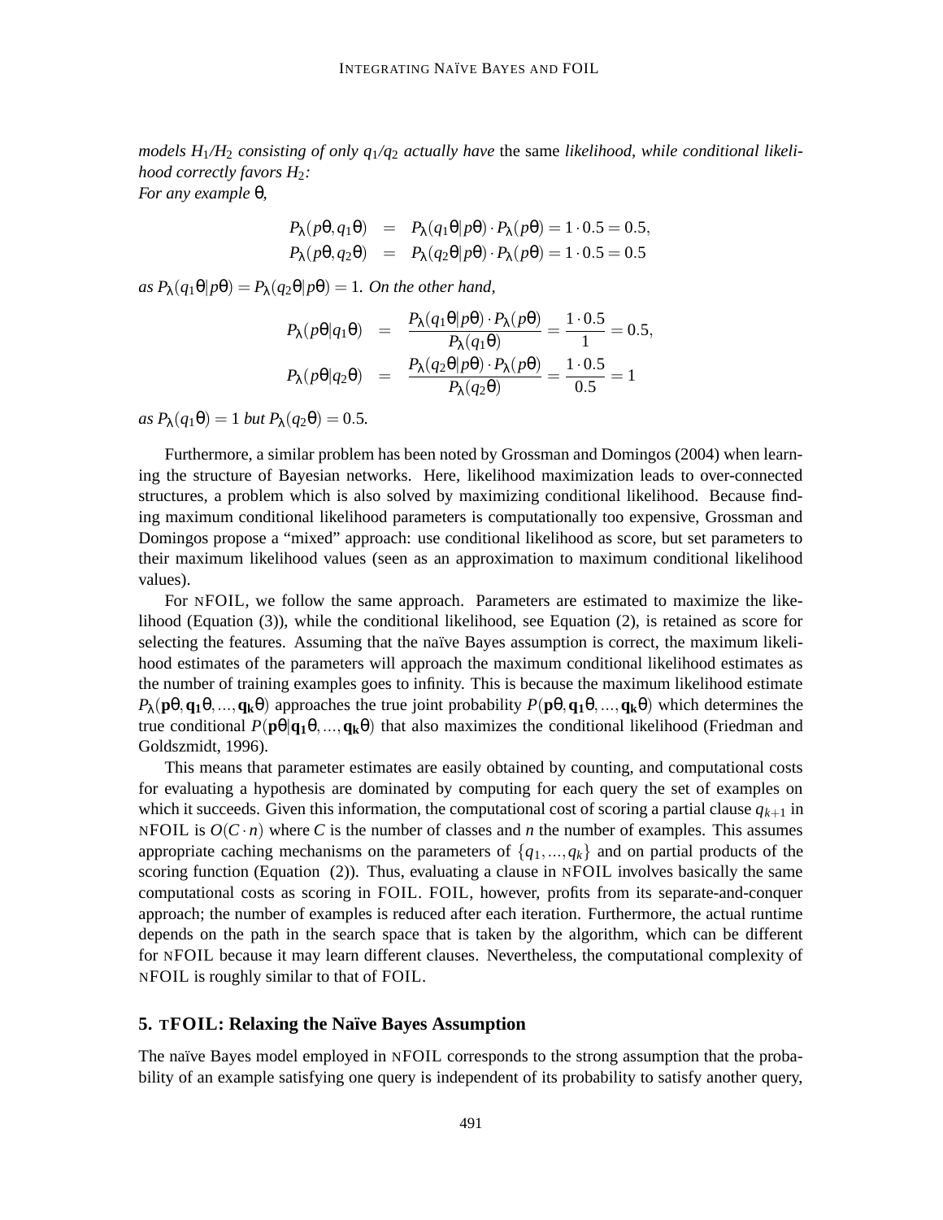*models $H_1$/$H_2$ consisting of only $q_1$/$q_2$ actually have* the same *likelihood, while conditional likelihood correctly favors $H_2$:*
*For any example θ,*

$$
\begin{aligned}
P_\lambda(p\theta, q_1\theta) &= P_\lambda(q_1\theta|p\theta)\cdot P_\lambda(p\theta) = 1\cdot 0.5 = 0.5,\\
P_\lambda(p\theta, q_2\theta) &= P_\lambda(q_2\theta|p\theta)\cdot P_\lambda(p\theta) = 1\cdot 0.5 = 0.5
\end{aligned}
$$

*as $P_\lambda(q_1\theta|p\theta) = P_\lambda(q_2\theta|p\theta) = 1$. On the other hand,*

$$
\begin{aligned}
P_\lambda(p\theta|q_1\theta) &= \frac{P_\lambda(q_1\theta|p\theta)\cdot P_\lambda(p\theta)}{P_\lambda(q_1\theta)} = \frac{1\cdot 0.5}{1} = 0.5,\\
P_\lambda(p\theta|q_2\theta) &= \frac{P_\lambda(q_2\theta|p\theta)\cdot P_\lambda(p\theta)}{P_\lambda(q_2\theta)} = \frac{1\cdot 0.5}{0.5} = 1
\end{aligned}
$$

*as $P_\lambda(q_1\theta) = 1$ but $P_\lambda(q_2\theta) = 0.5$.*

Furthermore, a similar problem has been noted by Grossman and Domingos (2004) when learning the structure of Bayesian networks. Here, likelihood maximization leads to over-connected structures, a problem which is also solved by maximizing conditional likelihood. Because finding maximum conditional likelihood parameters is computationally too expensive, Grossman and Domingos propose a "mixed" approach: use conditional likelihood as score, but set parameters to their maximum likelihood values (seen as an approximation to maximum conditional likelihood values).

For nFOIL, we follow the same approach. Parameters are estimated to maximize the likelihood (Equation (3)), while the conditional likelihood, see Equation (2), is retained as score for selecting the features. Assuming that the naïve Bayes assumption is correct, the maximum likelihood estimates of the parameters will approach the maximum conditional likelihood estimates as the number of training examples goes to infinity. This is because the maximum likelihood estimate $P_\lambda(\mathbf{p}\theta, \mathbf{q_1}\theta, ..., \mathbf{q_k}\theta)$ approaches the true joint probability $P(\mathbf{p}\theta, \mathbf{q_1}\theta, ..., \mathbf{q_k}\theta)$ which determines the true conditional $P(\mathbf{p}\theta|\mathbf{q_1}\theta, ..., \mathbf{q_k}\theta)$ that also maximizes the conditional likelihood (Friedman and Goldszmidt, 1996).

This means that parameter estimates are easily obtained by counting, and computational costs for evaluating a hypothesis are dominated by computing for each query the set of examples on which it succeeds. Given this information, the computational cost of scoring a partial clause $q_{k+1}$ in nFOIL is $O(C\cdot n)$ where $C$ is the number of classes and $n$ the number of examples. This assumes appropriate caching mechanisms on the parameters of $\{q_1, ..., q_k\}$ and on partial products of the scoring function (Equation (2)). Thus, evaluating a clause in nFOIL involves basically the same computational costs as scoring in FOIL. FOIL, however, profits from its separate-and-conquer approach; the number of examples is reduced after each iteration. Furthermore, the actual runtime depends on the path in the search space that is taken by the algorithm, which can be different for nFOIL because it may learn different clauses. Nevertheless, the computational complexity of nFOIL is roughly similar to that of FOIL.

## 5. tFOIL: Relaxing the Naïve Bayes Assumption

The naïve Bayes model employed in nFOIL corresponds to the strong assumption that the probability of an example satisfying one query is independent of its probability to satisfy another query,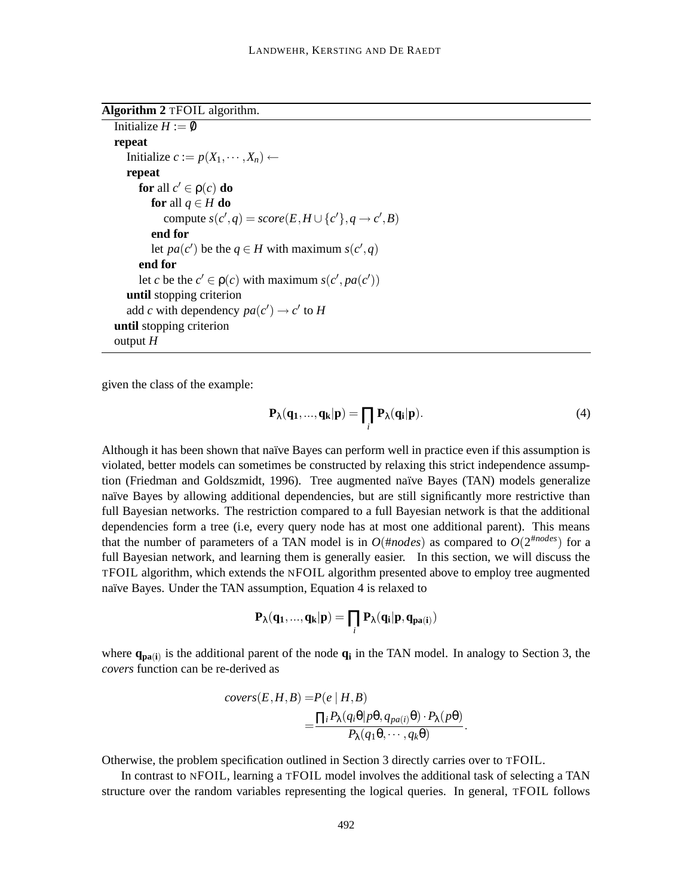**Algorithm 2** TFOIL algorithm.

```
Initialize H := ∅
repeat
    Initialize c := p(X_1, ···, X_n) ←
    repeat
        for all c' ∈ ρ(c) do
            for all q ∈ H do
                compute s(c', q) = score(E, H ∪ {c'}, q → c', B)
            end for
            let pa(c') be the q ∈ H with maximum s(c', q)
        end for
        let c be the c' ∈ ρ(c) with maximum s(c', pa(c'))
    until stopping criterion
    add c with dependency pa(c') → c' to H
until stopping criterion
output H
```

given the class of the example:

$$\mathbf{P}_\lambda(\mathbf{q_1},...,\mathbf{q_k}|\mathbf{p}) = \prod_i \mathbf{P}_\lambda(\mathbf{q_i}|\mathbf{p}). \tag{4}$$

Although it has been shown that naïve Bayes can perform well in practice even if this assumption is violated, better models can sometimes be constructed by relaxing this strict independence assumption (Friedman and Goldszmidt, 1996). Tree augmented naïve Bayes (TAN) models generalize naïve Bayes by allowing additional dependencies, but are still significantly more restrictive than full Bayesian networks. The restriction compared to a full Bayesian network is that the additional dependencies form a tree (i.e, every query node has at most one additional parent). This means that the number of parameters of a TAN model is in $O(\#nodes)$ as compared to $O(2^{\#nodes})$ for a full Bayesian network, and learning them is generally easier. In this section, we will discuss the TFOIL algorithm, which extends the NFOIL algorithm presented above to employ tree augmented naïve Bayes. Under the TAN assumption, Equation 4 is relaxed to

$$\mathbf{P}_\lambda(\mathbf{q_1},...,\mathbf{q_k}|\mathbf{p}) = \prod_i \mathbf{P}_\lambda(\mathbf{q_i}|\mathbf{p},\mathbf{q_{pa(i)}})$$

where $\mathbf{q_{pa(i)}}$ is the additional parent of the node $\mathbf{q_i}$ in the TAN model. In analogy to Section 3, the *covers* function can be re-derived as

$$\begin{aligned} covers(E,H,B) =& P(e \mid H,B) \\ =& \frac{\prod_i P_\lambda(q_i\theta|p\theta, q_{pa(i)}\theta) \cdot P_\lambda(p\theta)}{P_\lambda(q_1\theta,\cdots,q_k\theta)}. \end{aligned}$$

Otherwise, the problem specification outlined in Section 3 directly carries over to TFOIL.

In contrast to NFOIL, learning a TFOIL model involves the additional task of selecting a TAN structure over the random variables representing the logical queries. In general, TFOIL follows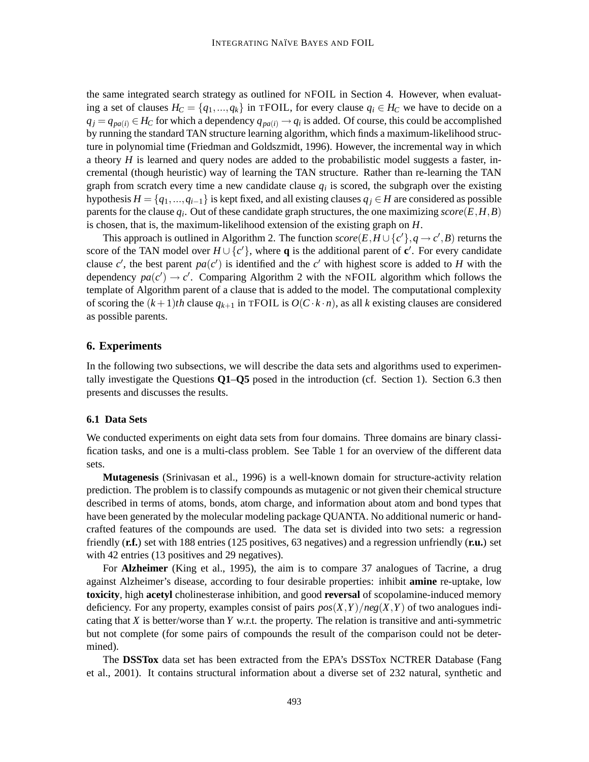the same integrated search strategy as outlined for nFOIL in Section 4. However, when evaluating a set of clauses $H_C = \{q_1,...,q_k\}$ in tFOIL, for every clause $q_i \in H_C$ we have to decide on a $q_j = q_{pa(i)} \in H_C$ for which a dependency $q_{pa(i)} \rightarrow q_i$ is added. Of course, this could be accomplished by running the standard TAN structure learning algorithm, which finds a maximum-likelihood structure in polynomial time (Friedman and Goldszmidt, 1996). However, the incremental way in which a theory $H$ is learned and query nodes are added to the probabilistic model suggests a faster, incremental (though heuristic) way of learning the TAN structure. Rather than re-learning the TAN graph from scratch every time a new candidate clause $q_i$ is scored, the subgraph over the existing hypothesis $H = \{q_1,...,q_{i-1}\}$ is kept fixed, and all existing clauses $q_j \in H$ are considered as possible parents for the clause $q_i$. Out of these candidate graph structures, the one maximizing $score(E,H,B)$ is chosen, that is, the maximum-likelihood extension of the existing graph on $H$.

This approach is outlined in Algorithm 2. The function $score(E, H \cup \{c'\}, q \rightarrow c', B)$ returns the score of the TAN model over $H \cup \{c'\}$, where $\mathbf{q}$ is the additional parent of $\mathbf{c}'$. For every candidate clause $c'$, the best parent $pa(c')$ is identified and the $c'$ with highest score is added to $H$ with the dependency $pa(c') \rightarrow c'$. Comparing Algorithm 2 with the nFOIL algorithm which follows the template of Algorithm parent of a clause that is added to the model. The computational complexity of scoring the $(k+1)th$ clause $q_{k+1}$ in tFOIL is $O(C \cdot k \cdot n)$, as all $k$ existing clauses are considered as possible parents.

## 6. Experiments

In the following two subsections, we will describe the data sets and algorithms used to experimentally investigate the Questions **Q1**–**Q5** posed in the introduction (cf. Section 1). Section 6.3 then presents and discusses the results.

### 6.1 Data Sets

We conducted experiments on eight data sets from four domains. Three domains are binary classification tasks, and one is a multi-class problem. See Table 1 for an overview of the different data sets.

**Mutagenesis** (Srinivasan et al., 1996) is a well-known domain for structure-activity relation prediction. The problem is to classify compounds as mutagenic or not given their chemical structure described in terms of atoms, bonds, atom charge, and information about atom and bond types that have been generated by the molecular modeling package QUANTA. No additional numeric or handcrafted features of the compounds are used. The data set is divided into two sets: a regression friendly (**r.f.**) set with 188 entries (125 positives, 63 negatives) and a regression unfriendly (**r.u.**) set with 42 entries (13 positives and 29 negatives).

For **Alzheimer** (King et al., 1995), the aim is to compare 37 analogues of Tacrine, a drug against Alzheimer's disease, according to four desirable properties: inhibit **amine** re-uptake, low **toxicity**, high **acetyl** cholinesterase inhibition, and good **reversal** of scopolamine-induced memory deficiency. For any property, examples consist of pairs $pos(X,Y)/neg(X,Y)$ of two analogues indicating that $X$ is better/worse than $Y$ w.r.t. the property. The relation is transitive and anti-symmetric but not complete (for some pairs of compounds the result of the comparison could not be determined).

The **DSSTox** data set has been extracted from the EPA's DSSTox NCTRER Database (Fang et al., 2001). It contains structural information about a diverse set of 232 natural, synthetic and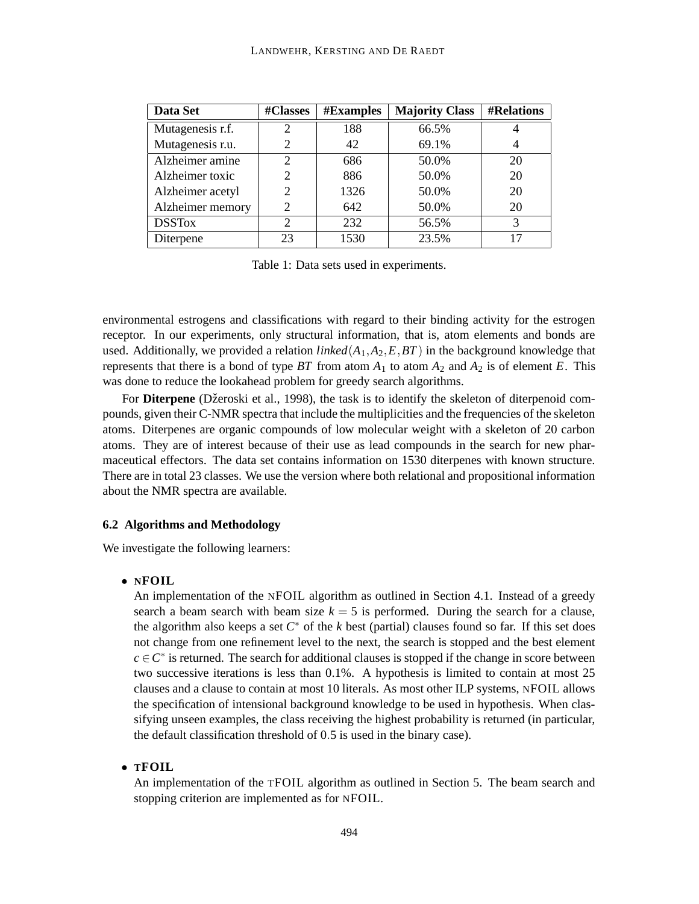| Data Set | #Classes | #Examples | Majority Class | #Relations |
|---|---|---|---|---|
| Mutagenesis r.f. | 2 | 188 | 66.5% | 4 |
| Mutagenesis r.u. | 2 | 42 | 69.1% | 4 |
| Alzheimer amine | 2 | 686 | 50.0% | 20 |
| Alzheimer toxic | 2 | 886 | 50.0% | 20 |
| Alzheimer acetyl | 2 | 1326 | 50.0% | 20 |
| Alzheimer memory | 2 | 642 | 50.0% | 20 |
| DSSTox | 2 | 232 | 56.5% | 3 |
| Diterpene | 23 | 1530 | 23.5% | 17 |

Table 1: Data sets used in experiments.

environmental estrogens and classifications with regard to their binding activity for the estrogen receptor. In our experiments, only structural information, that is, atom elements and bonds are used. Additionally, we provided a relation $linked(A_1, A_2, E, BT)$ in the background knowledge that represents that there is a bond of type $BT$ from atom $A_1$ to atom $A_2$ and $A_2$ is of element $E$. This was done to reduce the lookahead problem for greedy search algorithms.

For **Diterpene** (Džeroski et al., 1998), the task is to identify the skeleton of diterpenoid compounds, given their C-NMR spectra that include the multiplicities and the frequencies of the skeleton atoms. Diterpenes are organic compounds of low molecular weight with a skeleton of 20 carbon atoms. They are of interest because of their use as lead compounds in the search for new pharmaceutical effectors. The data set contains information on 1530 diterpenes with known structure. There are in total 23 classes. We use the version where both relational and propositional information about the NMR spectra are available.

### 6.2 Algorithms and Methodology

We investigate the following learners:

- **nFOIL**
  An implementation of the nFOIL algorithm as outlined in Section 4.1. Instead of a greedy search a beam search with beam size $k = 5$ is performed. During the search for a clause, the algorithm also keeps a set $C^*$ of the $k$ best (partial) clauses found so far. If this set does not change from one refinement level to the next, the search is stopped and the best element $c \in C^*$ is returned. The search for additional clauses is stopped if the change in score between two successive iterations is less than 0.1%. A hypothesis is limited to contain at most 25 clauses and a clause to contain at most 10 literals. As most other ILP systems, nFOIL allows the specification of intensional background knowledge to be used in hypothesis. When classifying unseen examples, the class receiving the highest probability is returned (in particular, the default classification threshold of 0.5 is used in the binary case).

- **tFOIL**
  An implementation of the tFOIL algorithm as outlined in Section 5. The beam search and stopping criterion are implemented as for nFOIL.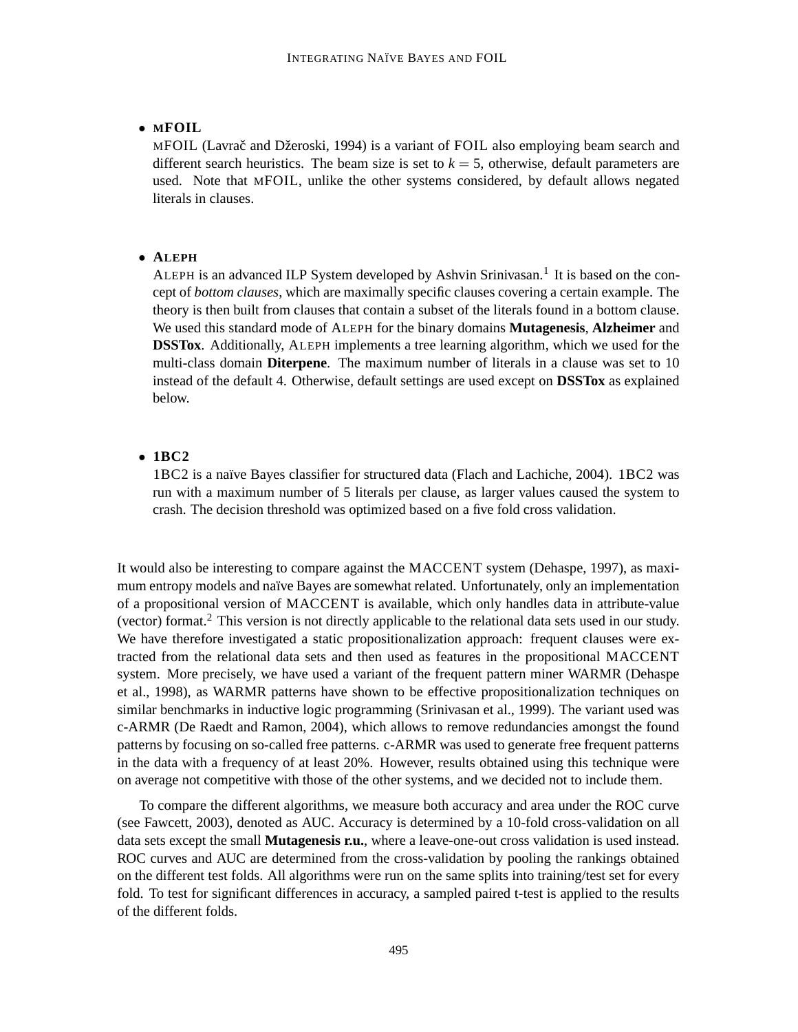- **mFOIL**

  mFOIL (Lavrač and Džeroski, 1994) is a variant of FOIL also employing beam search and different search heuristics. The beam size is set to $k = 5$, otherwise, default parameters are used. Note that mFOIL, unlike the other systems considered, by default allows negated literals in clauses.

- **ALEPH**

  ALEPH is an advanced ILP System developed by Ashvin Srinivasan.[1] It is based on the concept of *bottom clauses*, which are maximally specific clauses covering a certain example. The theory is then built from clauses that contain a subset of the literals found in a bottom clause. We used this standard mode of ALEPH for the binary domains **Mutagenesis**, **Alzheimer** and **DSSTox**. Additionally, ALEPH implements a tree learning algorithm, which we used for the multi-class domain **Diterpene**. The maximum number of literals in a clause was set to 10 instead of the default 4. Otherwise, default settings are used except on **DSSTox** as explained below.

- **1BC2**

  1BC2 is a naïve Bayes classifier for structured data (Flach and Lachiche, 2004). 1BC2 was run with a maximum number of 5 literals per clause, as larger values caused the system to crash. The decision threshold was optimized based on a five fold cross validation.

It would also be interesting to compare against the MACCENT system (Dehaspe, 1997), as maximum entropy models and naïve Bayes are somewhat related. Unfortunately, only an implementation of a propositional version of MACCENT is available, which only handles data in attribute-value (vector) format.[2] This version is not directly applicable to the relational data sets used in our study. We have therefore investigated a static propositionalization approach: frequent clauses were extracted from the relational data sets and then used as features in the propositional MACCENT system. More precisely, we have used a variant of the frequent pattern miner WARMR (Dehaspe et al., 1998), as WARMR patterns have shown to be effective propositionalization techniques on similar benchmarks in inductive logic programming (Srinivasan et al., 1999). The variant used was c-ARMR (De Raedt and Ramon, 2004), which allows to remove redundancies amongst the found patterns by focusing on so-called free patterns. c-ARMR was used to generate free frequent patterns in the data with a frequency of at least 20%. However, results obtained using this technique were on average not competitive with those of the other systems, and we decided not to include them.

To compare the different algorithms, we measure both accuracy and area under the ROC curve (see Fawcett, 2003), denoted as AUC. Accuracy is determined by a 10-fold cross-validation on all data sets except the small **Mutagenesis r.u.**, where a leave-one-out cross validation is used instead. ROC curves and AUC are determined from the cross-validation by pooling the rankings obtained on the different test folds. All algorithms were run on the same splits into training/test set for every fold. To test for significant differences in accuracy, a sampled paired t-test is applied to the results of the different folds.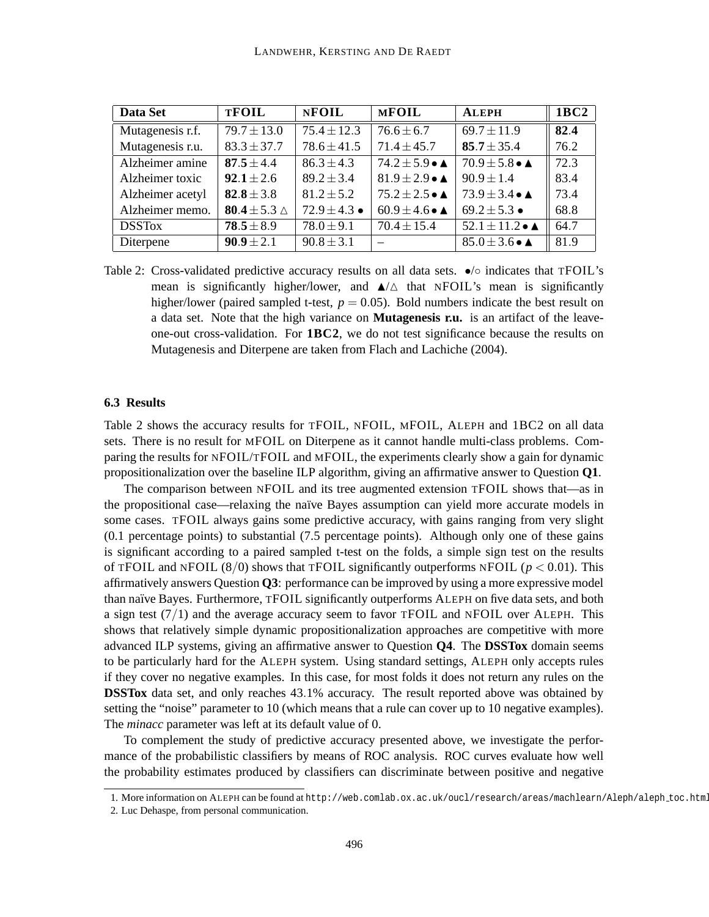| Data Set | tFOIL | nFOIL | mFOIL | Aleph | 1BC2 |
|---|---|---|---|---|---|
| Mutagenesis r.f. | $79.7 \pm 13.0$ | $75.4 \pm 12.3$ | $76.6 \pm 6.7$ | $69.7 \pm 11.9$ | **82.4** |
| Mutagenesis r.u. | $83.3 \pm 37.7$ | $78.6 \pm 41.5$ | $71.4 \pm 45.7$ | $\mathbf{85.7} \pm 35.4$ | 76.2 |
| Alzheimer amine | $\mathbf{87.5} \pm 4.4$ | $86.3 \pm 4.3$ | $74.2 \pm 5.9 \bullet \blacktriangle$ | $70.9 \pm 5.8 \bullet \blacktriangle$ | 72.3 |
| Alzheimer toxic | $\mathbf{92.1} \pm 2.6$ | $89.2 \pm 3.4$ | $81.9 \pm 2.9 \bullet \blacktriangle$ | $90.9 \pm 1.4$ | 83.4 |
| Alzheimer acetyl | $\mathbf{82.8} \pm 3.8$ | $81.2 \pm 5.2$ | $75.2 \pm 2.5 \bullet \blacktriangle$ | $73.9 \pm 3.4 \bullet \blacktriangle$ | 73.4 |
| Alzheimer memo. | $\mathbf{80.4} \pm 5.3 \triangle$ | $72.9 \pm 4.3 \bullet$ | $60.9 \pm 4.6 \bullet \blacktriangle$ | $69.2 \pm 5.3 \bullet$ | 68.8 |
| DSSTox | $\mathbf{78.5} \pm 8.9$ | $78.0 \pm 9.1$ | $70.4 \pm 15.4$ | $52.1 \pm 11.2 \bullet \blacktriangle$ | 64.7 |
| Diterpene | $\mathbf{90.9} \pm 2.1$ | $90.8 \pm 3.1$ | – | $85.0 \pm 3.6 \bullet \blacktriangle$ | 81.9 |

Table 2: Cross-validated predictive accuracy results on all data sets. $\bullet/\circ$ indicates that tFOIL's mean is significantly higher/lower, and $\blacktriangle/\triangle$ that nFOIL's mean is significantly higher/lower (paired sampled t-test, $p = 0.05$). Bold numbers indicate the best result on a data set. Note that the high variance on **Mutagenesis r.u.** is an artifact of the leave-one-out cross-validation. For **1BC2**, we do not test significance because the results on Mutagenesis and Diterpene are taken from Flach and Lachiche (2004).

### 6.3 Results

Table 2 shows the accuracy results for tFOIL, nFOIL, mFOIL, Aleph and 1BC2 on all data sets. There is no result for mFOIL on Diterpene as it cannot handle multi-class problems. Comparing the results for nFOIL/tFOIL and mFOIL, the experiments clearly show a gain for dynamic propositionalization over the baseline ILP algorithm, giving an affirmative answer to Question **Q1**.

The comparison between nFOIL and its tree augmented extension tFOIL shows that—as in the propositional case—relaxing the naïve Bayes assumption can yield more accurate models in some cases. tFOIL always gains some predictive accuracy, with gains ranging from very slight (0.1 percentage points) to substantial (7.5 percentage points). Although only one of these gains is significant according to a paired sampled t-test on the folds, a simple sign test on the results of tFOIL and nFOIL (8/0) shows that tFOIL significantly outperforms nFOIL ($p < 0.01$). This affirmatively answers Question **Q3**: performance can be improved by using a more expressive model than naïve Bayes. Furthermore, tFOIL significantly outperforms Aleph on five data sets, and both a sign test (7/1) and the average accuracy seem to favor tFOIL and nFOIL over Aleph. This shows that relatively simple dynamic propositionalization approaches are competitive with more advanced ILP systems, giving an affirmative answer to Question **Q4**. The **DSSTox** domain seems to be particularly hard for the Aleph system. Using standard settings, Aleph only accepts rules if they cover no negative examples. In this case, for most folds it does not return any rules on the **DSSTox** data set, and only reaches 43.1% accuracy. The result reported above was obtained by setting the "noise" parameter to 10 (which means that a rule can cover up to 10 negative examples). The *minacc* parameter was left at its default value of 0.

To complement the study of predictive accuracy presented above, we investigate the performance of the probabilistic classifiers by means of ROC analysis. ROC curves evaluate how well the probability estimates produced by classifiers can discriminate between positive and negative

1. More information on Aleph can be found at http://web.comlab.ox.ac.uk/oucl/research/areas/machlearn/Aleph/aleph_toc.html
2. Luc Dehaspe, from personal communication.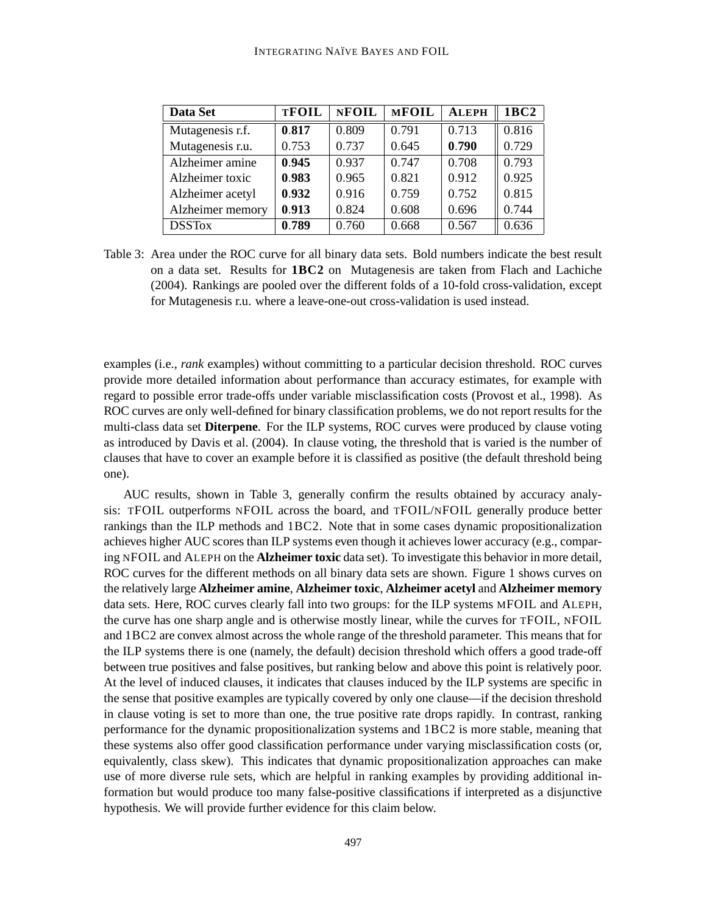| Data Set | tFOIL | nFOIL | mFOIL | Aleph | 1BC2 |
|---|---|---|---|---|---|
| Mutagenesis r.f. | **0.817** | 0.809 | 0.791 | 0.713 | 0.816 |
| Mutagenesis r.u. | 0.753 | 0.737 | 0.645 | **0.790** | 0.729 |
| Alzheimer amine | **0.945** | 0.937 | 0.747 | 0.708 | 0.793 |
| Alzheimer toxic | **0.983** | 0.965 | 0.821 | 0.912 | 0.925 |
| Alzheimer acetyl | **0.932** | 0.916 | 0.759 | 0.752 | 0.815 |
| Alzheimer memory | **0.913** | 0.824 | 0.608 | 0.696 | 0.744 |
| DSSTox | **0.789** | 0.760 | 0.668 | 0.567 | 0.636 |

Table 3: Area under the ROC curve for all binary data sets. Bold numbers indicate the best result on a data set. Results for **1BC2** on Mutagenesis are taken from Flach and Lachiche (2004). Rankings are pooled over the different folds of a 10-fold cross-validation, except for Mutagenesis r.u. where a leave-one-out cross-validation is used instead.

examples (i.e., *rank* examples) without committing to a particular decision threshold. ROC curves provide more detailed information about performance than accuracy estimates, for example with regard to possible error trade-offs under variable misclassification costs (Provost et al., 1998). As ROC curves are only well-defined for binary classification problems, we do not report results for the multi-class data set **Diterpene**. For the ILP systems, ROC curves were produced by clause voting as introduced by Davis et al. (2004). In clause voting, the threshold that is varied is the number of clauses that have to cover an example before it is classified as positive (the default threshold being one).

AUC results, shown in Table 3, generally confirm the results obtained by accuracy analysis: tFOIL outperforms nFOIL across the board, and tFOIL/nFOIL generally produce better rankings than the ILP methods and 1BC2. Note that in some cases dynamic propositionalization achieves higher AUC scores than ILP systems even though it achieves lower accuracy (e.g., comparing nFOIL and Aleph on the **Alzheimer toxic** data set). To investigate this behavior in more detail, ROC curves for the different methods on all binary data sets are shown. Figure 1 shows curves on the relatively large **Alzheimer amine**, **Alzheimer toxic**, **Alzheimer acetyl** and **Alzheimer memory** data sets. Here, ROC curves clearly fall into two groups: for the ILP systems mFOIL and Aleph, the curve has one sharp angle and is otherwise mostly linear, while the curves for tFOIL, nFOIL and 1BC2 are convex almost across the whole range of the threshold parameter. This means that for the ILP systems there is one (namely, the default) decision threshold which offers a good trade-off between true positives and false positives, but ranking below and above this point is relatively poor. At the level of induced clauses, it indicates that clauses induced by the ILP systems are specific in the sense that positive examples are typically covered by only one clause—if the decision threshold in clause voting is set to more than one, the true positive rate drops rapidly. In contrast, ranking performance for the dynamic propositionalization systems and 1BC2 is more stable, meaning that these systems also offer good classification performance under varying misclassification costs (or, equivalently, class skew). This indicates that dynamic propositionalization approaches can make use of more diverse rule sets, which are helpful in ranking examples by providing additional information but would produce too many false-positive classifications if interpreted as a disjunctive hypothesis. We will provide further evidence for this claim below.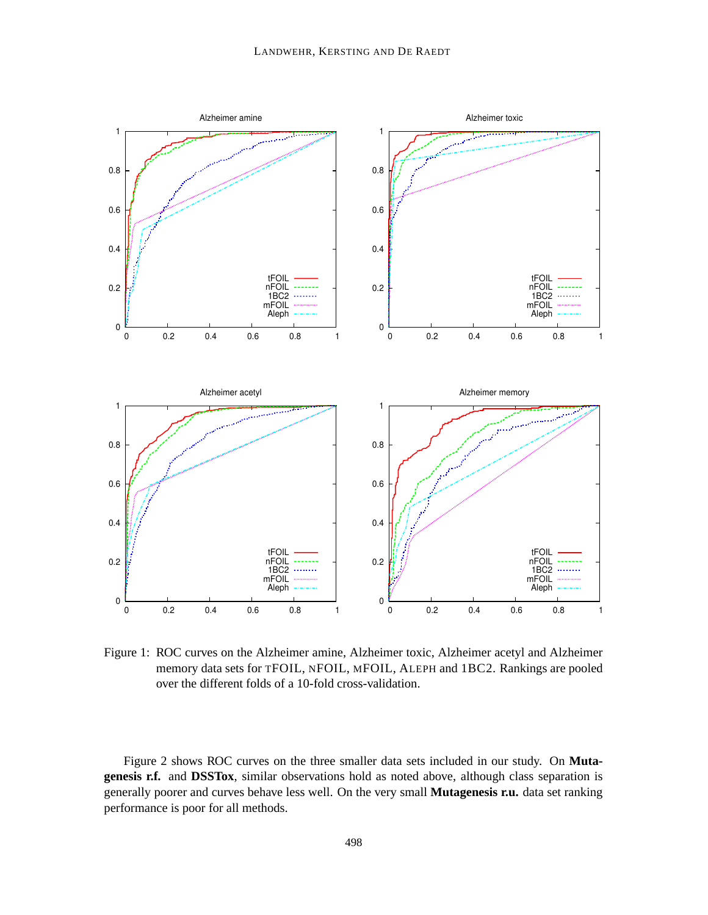Figure 1: ROC curves on the Alzheimer amine, Alzheimer toxic, Alzheimer acetyl and Alzheimer memory data sets for TFOIL, NFOIL, MFOIL, ALEPH and 1BC2. Rankings are pooled over the different folds of a 10-fold cross-validation.

Figure 2 shows ROC curves on the three smaller data sets included in our study. On **Mutagenesis r.f.** and **DSSTox**, similar observations hold as noted above, although class separation is generally poorer and curves behave less well. On the very small **Mutagenesis r.u.** data set ranking performance is poor for all methods.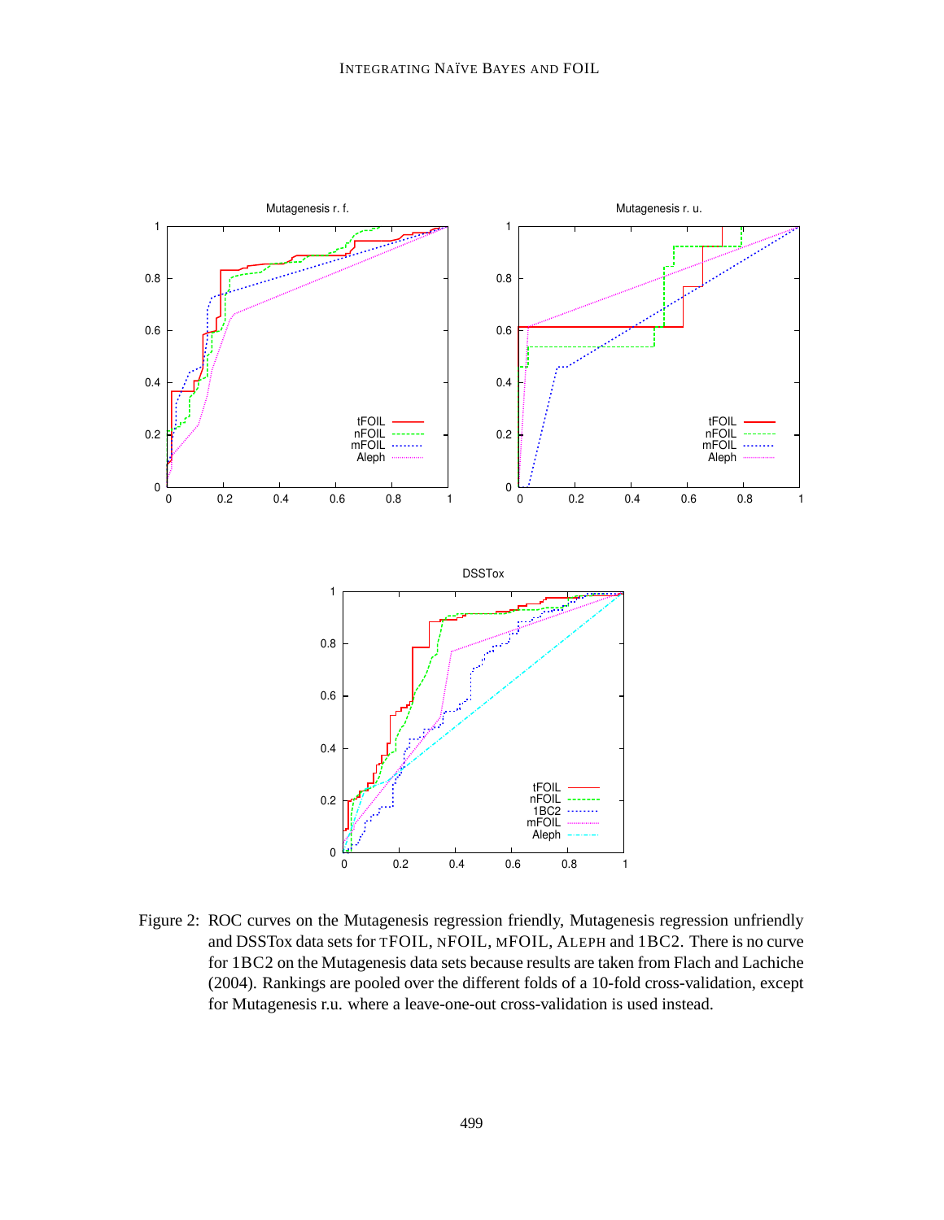Figure 2: ROC curves on the Mutagenesis regression friendly, Mutagenesis regression unfriendly and DSSTox data sets for TFOIL, NFOIL, MFOIL, ALEPH and 1BC2. There is no curve for 1BC2 on the Mutagenesis data sets because results are taken from Flach and Lachiche (2004). Rankings are pooled over the different folds of a 10-fold cross-validation, except for Mutagenesis r.u. where a leave-one-out cross-validation is used instead.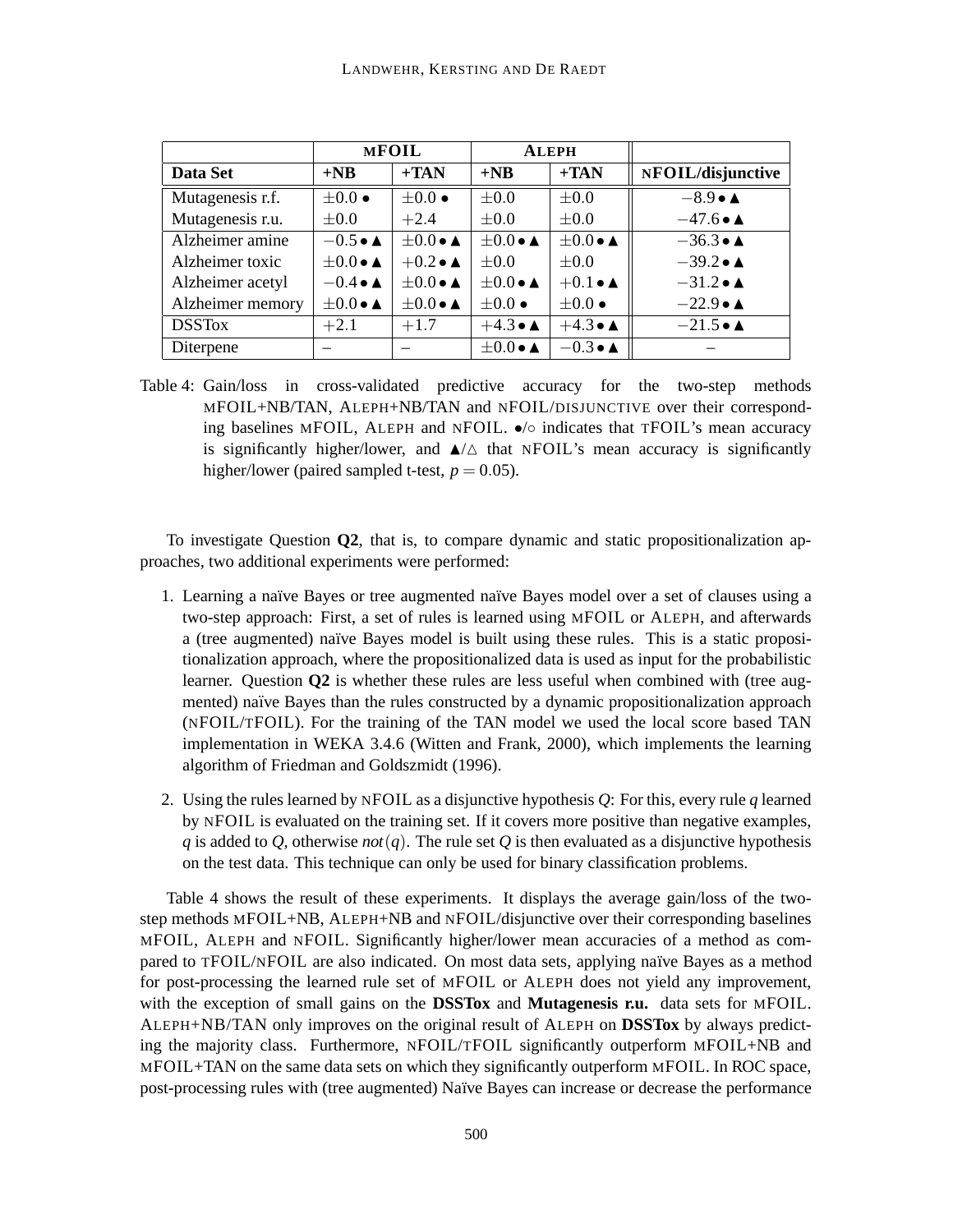| | MFOIL | | ALEPH | | |
|---|---|---|---|---|---|
| **Data Set** | **+NB** | **+TAN** | **+NB** | **+TAN** | **NFOIL/disjunctive** |
| Mutagenesis r.f. | $\pm 0.0$ • | $\pm 0.0$ • | $\pm 0.0$ | $\pm 0.0$ | $-8.9$ • ▲ |
| Mutagenesis r.u. | $\pm 0.0$ | $+2.4$ | $\pm 0.0$ | $\pm 0.0$ | $-47.6$ • ▲ |
| Alzheimer amine | $-0.5$ • ▲ | $\pm 0.0$ • ▲ | $\pm 0.0$ • ▲ | $\pm 0.0$ • ▲ | $-36.3$ • ▲ |
| Alzheimer toxic | $\pm 0.0$ • ▲ | $+0.2$ • ▲ | $\pm 0.0$ | $\pm 0.0$ | $-39.2$ • ▲ |
| Alzheimer acetyl | $-0.4$ • ▲ | $\pm 0.0$ • ▲ | $\pm 0.0$ • ▲ | $+0.1$ • ▲ | $-31.2$ • ▲ |
| Alzheimer memory | $\pm 0.0$ • ▲ | $\pm 0.0$ • ▲ | $\pm 0.0$ • | $\pm 0.0$ • | $-22.9$ • ▲ |
| DSSTox | $+2.1$ | $+1.7$ | $+4.3$ • ▲ | $+4.3$ • ▲ | $-21.5$ • ▲ |
| Diterpene | – | – | $\pm 0.0$ • ▲ | $-0.3$ • ▲ | – |

Table 4: Gain/loss in cross-validated predictive accuracy for the two-step methods MFOIL+NB/TAN, ALEPH+NB/TAN and NFOIL/DISJUNCTIVE over their corresponding baselines MFOIL, ALEPH and NFOIL. •/○ indicates that TFOIL's mean accuracy is significantly higher/lower, and ▲/△ that NFOIL's mean accuracy is significantly higher/lower (paired sampled t-test, $p = 0.05$).

To investigate Question **Q2**, that is, to compare dynamic and static propositionalization approaches, two additional experiments were performed:

1. Learning a naïve Bayes or tree augmented naïve Bayes model over a set of clauses using a two-step approach: First, a set of rules is learned using MFOIL or ALEPH, and afterwards a (tree augmented) naïve Bayes model is built using these rules. This is a static propositionalization approach, where the propositionalized data is used as input for the probabilistic learner. Question **Q2** is whether these rules are less useful when combined with (tree augmented) naïve Bayes than the rules constructed by a dynamic propositionalization approach (NFOIL/TFOIL). For the training of the TAN model we used the local score based TAN implementation in WEKA 3.4.6 (Witten and Frank, 2000), which implements the learning algorithm of Friedman and Goldszmidt (1996).

2. Using the rules learned by NFOIL as a disjunctive hypothesis $Q$: For this, every rule $q$ learned by NFOIL is evaluated on the training set. If it covers more positive than negative examples, $q$ is added to $Q$, otherwise $not(q)$. The rule set $Q$ is then evaluated as a disjunctive hypothesis on the test data. This technique can only be used for binary classification problems.

Table 4 shows the result of these experiments. It displays the average gain/loss of the two-step methods MFOIL+NB, ALEPH+NB and NFOIL/disjunctive over their corresponding baselines MFOIL, ALEPH and NFOIL. Significantly higher/lower mean accuracies of a method as compared to TFOIL/NFOIL are also indicated. On most data sets, applying naïve Bayes as a method for post-processing the learned rule set of MFOIL or ALEPH does not yield any improvement, with the exception of small gains on the **DSSTox** and **Mutagenesis r.u.** data sets for MFOIL. ALEPH+NB/TAN only improves on the original result of ALEPH on **DSSTox** by always predicting the majority class. Furthermore, NFOIL/TFOIL significantly outperform MFOIL+NB and MFOIL+TAN on the same data sets on which they significantly outperform MFOIL. In ROC space, post-processing rules with (tree augmented) Naïve Bayes can increase or decrease the performance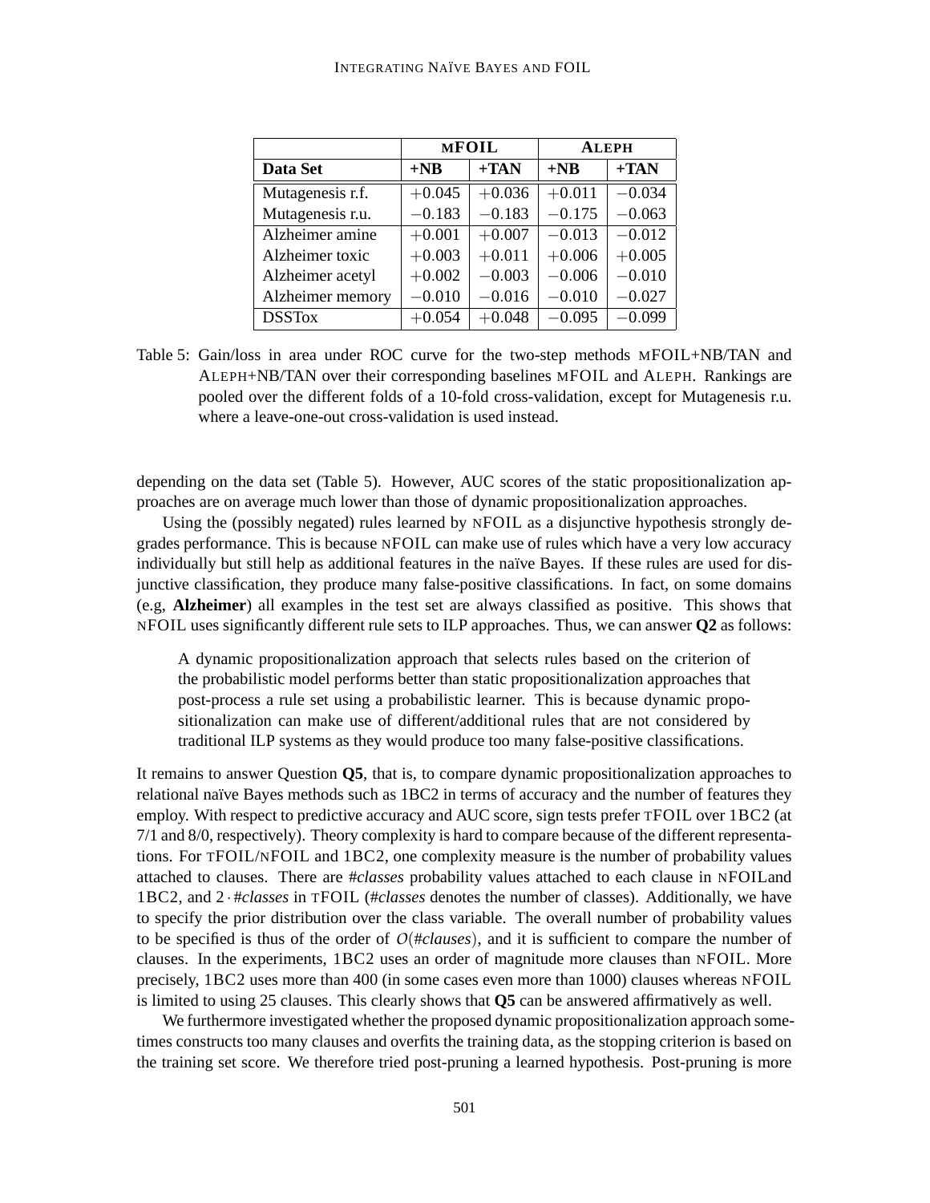| | MFOIL | | ALEPH | |
|---|---|---|---|---|
| **Data Set** | **+NB** | **+TAN** | **+NB** | **+TAN** |
| Mutagenesis r.f. | $+0.045$ | $+0.036$ | $+0.011$ | $-0.034$ |
| Mutagenesis r.u. | $-0.183$ | $-0.183$ | $-0.175$ | $-0.063$ |
| Alzheimer amine | $+0.001$ | $+0.007$ | $-0.013$ | $-0.012$ |
| Alzheimer toxic | $+0.003$ | $+0.011$ | $+0.006$ | $+0.005$ |
| Alzheimer acetyl | $+0.002$ | $-0.003$ | $-0.006$ | $-0.010$ |
| Alzheimer memory | $-0.010$ | $-0.016$ | $-0.010$ | $-0.027$ |
| DSSTox | $+0.054$ | $+0.048$ | $-0.095$ | $-0.099$ |

Table 5: Gain/loss in area under ROC curve for the two-step methods MFOIL+NB/TAN and ALEPH+NB/TAN over their corresponding baselines MFOIL and ALEPH. Rankings are pooled over the different folds of a 10-fold cross-validation, except for Mutagenesis r.u. where a leave-one-out cross-validation is used instead.

depending on the data set (Table 5). However, AUC scores of the static propositionalization approaches are on average much lower than those of dynamic propositionalization approaches.

Using the (possibly negated) rules learned by NFOIL as a disjunctive hypothesis strongly degrades performance. This is because NFOIL can make use of rules which have a very low accuracy individually but still help as additional features in the naïve Bayes. If these rules are used for disjunctive classification, they produce many false-positive classifications. In fact, on some domains (e.g, **Alzheimer**) all examples in the test set are always classified as positive. This shows that NFOIL uses significantly different rule sets to ILP approaches. Thus, we can answer **Q2** as follows:

> A dynamic propositionalization approach that selects rules based on the criterion of the probabilistic model performs better than static propositionalization approaches that post-process a rule set using a probabilistic learner. This is because dynamic propositionalization can make use of different/additional rules that are not considered by traditional ILP systems as they would produce too many false-positive classifications.

It remains to answer Question **Q5**, that is, to compare dynamic propositionalization approaches to relational naïve Bayes methods such as 1BC2 in terms of accuracy and the number of features they employ. With respect to predictive accuracy and AUC score, sign tests prefer TFOIL over 1BC2 (at 7/1 and 8/0, respectively). Theory complexity is hard to compare because of the different representations. For TFOIL/NFOIL and 1BC2, one complexity measure is the number of probability values attached to clauses. There are *#classes* probability values attached to each clause in NFOILand 1BC2, and $2 \cdot \#classes$ in TFOIL (*#classes* denotes the number of classes). Additionally, we have to specify the prior distribution over the class variable. The overall number of probability values to be specified is thus of the order of $O(\#clauses)$, and it is sufficient to compare the number of clauses. In the experiments, 1BC2 uses an order of magnitude more clauses than NFOIL. More precisely, 1BC2 uses more than 400 (in some cases even more than 1000) clauses whereas NFOIL is limited to using 25 clauses. This clearly shows that **Q5** can be answered affirmatively as well.

We furthermore investigated whether the proposed dynamic propositionalization approach sometimes constructs too many clauses and overfits the training data, as the stopping criterion is based on the training set score. We therefore tried post-pruning a learned hypothesis. Post-pruning is more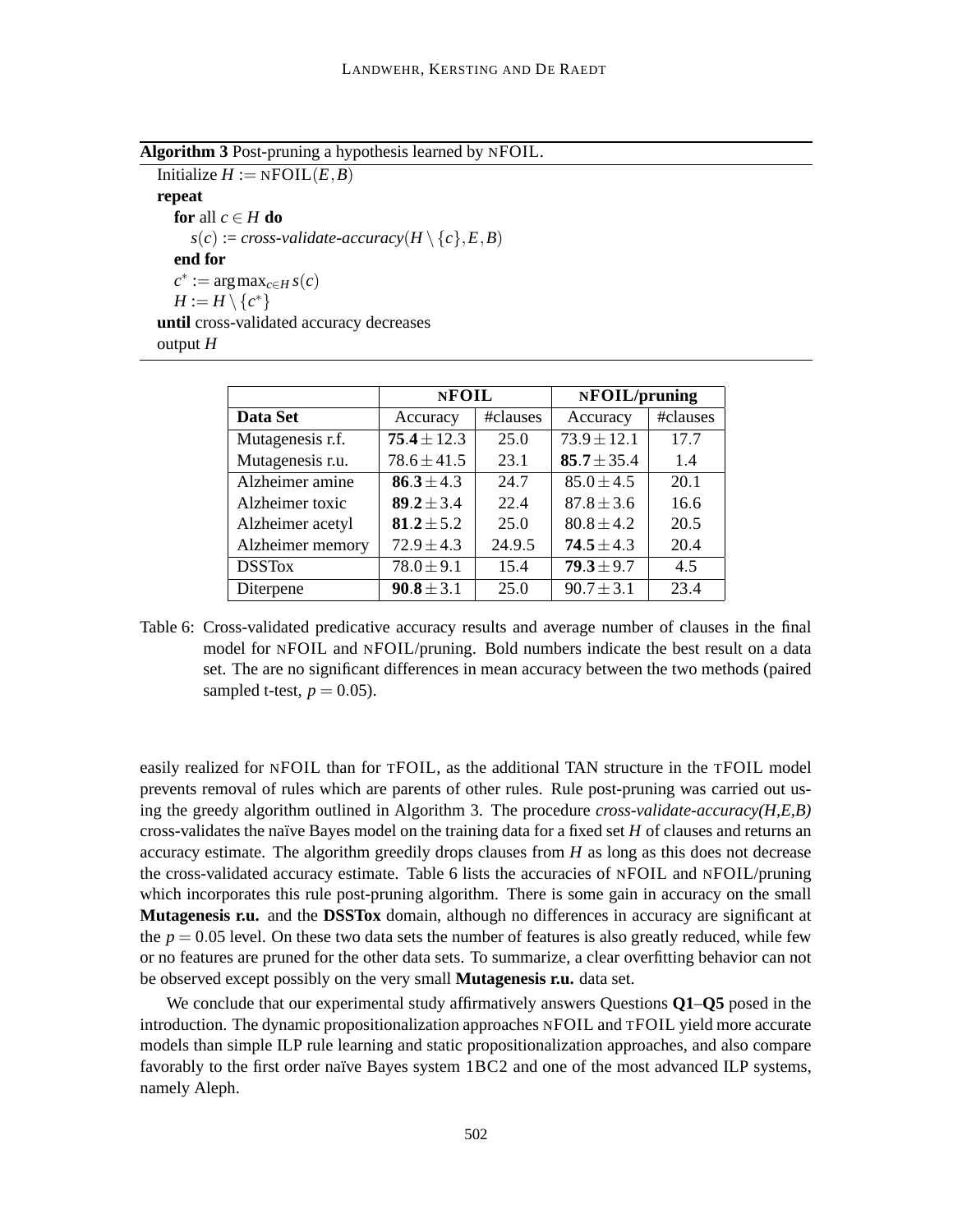**Algorithm 3** Post-pruning a hypothesis learned by nFOIL.

```
Initialize H := nFOIL(E, B)
repeat
    for all c ∈ H do
        s(c) := cross-validate-accuracy(H \ {c}, E, B)
    end for
    c* := argmax_{c∈H} s(c)
    H := H \ {c*}
until cross-validated accuracy decreases
output H
```

| | **nFOIL** | | **nFOIL/pruning** | |
|---|---|---|---|---|
| **Data Set** | Accuracy | #clauses | Accuracy | #clauses |
| Mutagenesis r.f. | $\mathbf{75.4} \pm 12.3$ | 25.0 | $73.9 \pm 12.1$ | 17.7 |
| Mutagenesis r.u. | $78.6 \pm 41.5$ | 23.1 | $\mathbf{85.7} \pm 35.4$ | 1.4 |
| Alzheimer amine | $\mathbf{86.3} \pm 4.3$ | 24.7 | $85.0 \pm 4.5$ | 20.1 |
| Alzheimer toxic | $\mathbf{89.2} \pm 3.4$ | 22.4 | $87.8 \pm 3.6$ | 16.6 |
| Alzheimer acetyl | $\mathbf{81.2} \pm 5.2$ | 25.0 | $80.8 \pm 4.2$ | 20.5 |
| Alzheimer memory | $72.9 \pm 4.3$ | 24.9.5 | $\mathbf{74.5} \pm 4.3$ | 20.4 |
| DSSTox | $78.0 \pm 9.1$ | 15.4 | $\mathbf{79.3} \pm 9.7$ | 4.5 |
| Diterpene | $\mathbf{90.8} \pm 3.1$ | 25.0 | $90.7 \pm 3.1$ | 23.4 |

Table 6: Cross-validated predicative accuracy results and average number of clauses in the final model for nFOIL and nFOIL/pruning. Bold numbers indicate the best result on a data set. The are no significant differences in mean accuracy between the two methods (paired sampled t-test, $p = 0.05$).

easily realized for nFOIL than for tFOIL, as the additional TAN structure in the tFOIL model prevents removal of rules which are parents of other rules. Rule post-pruning was carried out using the greedy algorithm outlined in Algorithm 3. The procedure *cross-validate-accuracy(H,E,B)* cross-validates the naïve Bayes model on the training data for a fixed set $H$ of clauses and returns an accuracy estimate. The algorithm greedily drops clauses from $H$ as long as this does not decrease the cross-validated accuracy estimate. Table 6 lists the accuracies of nFOIL and nFOIL/pruning which incorporates this rule post-pruning algorithm. There is some gain in accuracy on the small **Mutagenesis r.u.** and the **DSSTox** domain, although no differences in accuracy are significant at the $p = 0.05$ level. On these two data sets the number of features is also greatly reduced, while few or no features are pruned for the other data sets. To summarize, a clear overfitting behavior can not be observed except possibly on the very small **Mutagenesis r.u.** data set.

We conclude that our experimental study affirmatively answers Questions **Q1**–**Q5** posed in the introduction. The dynamic propositionalization approaches nFOIL and tFOIL yield more accurate models than simple ILP rule learning and static propositionalization approaches, and also compare favorably to the first order naïve Bayes system 1BC2 and one of the most advanced ILP systems, namely Aleph.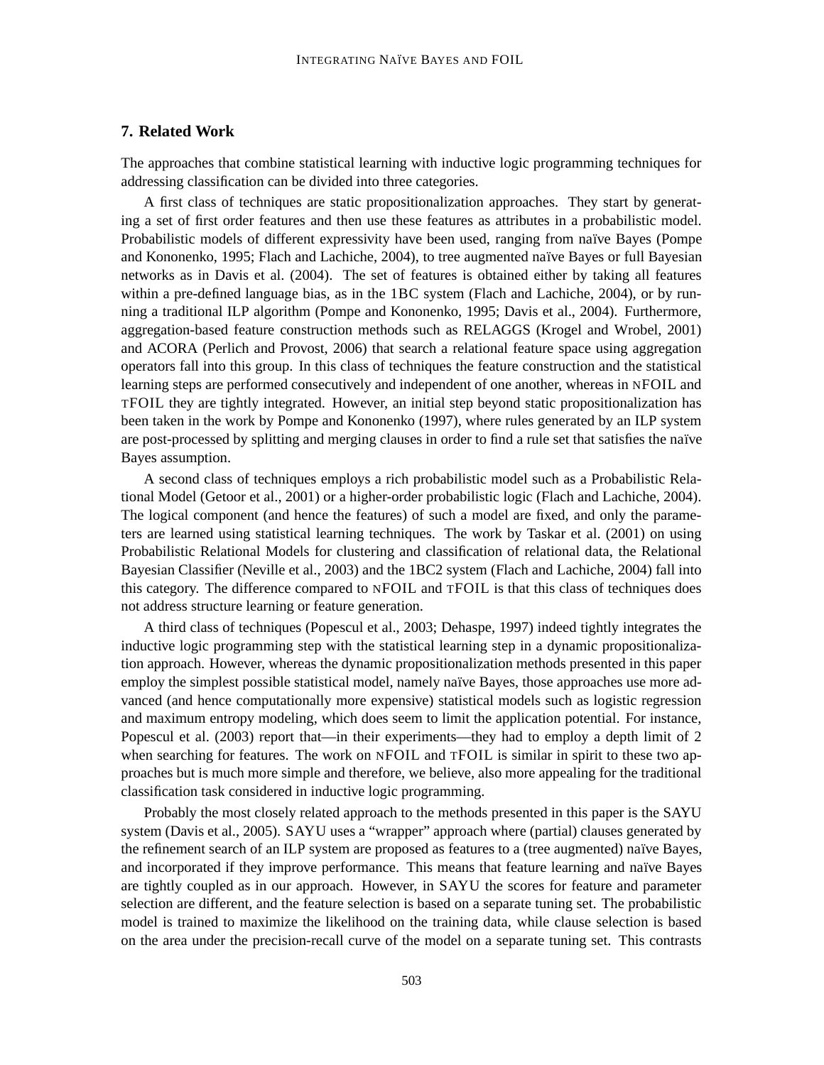## 7. Related Work

The approaches that combine statistical learning with inductive logic programming techniques for addressing classification can be divided into three categories.

A first class of techniques are static propositionalization approaches. They start by generating a set of first order features and then use these features as attributes in a probabilistic model. Probabilistic models of different expressivity have been used, ranging from naïve Bayes (Pompe and Kononenko, 1995; Flach and Lachiche, 2004), to tree augmented naïve Bayes or full Bayesian networks as in Davis et al. (2004). The set of features is obtained either by taking all features within a pre-defined language bias, as in the 1BC system (Flach and Lachiche, 2004), or by running a traditional ILP algorithm (Pompe and Kononenko, 1995; Davis et al., 2004). Furthermore, aggregation-based feature construction methods such as RELAGGS (Krogel and Wrobel, 2001) and ACORA (Perlich and Provost, 2006) that search a relational feature space using aggregation operators fall into this group. In this class of techniques the feature construction and the statistical learning steps are performed consecutively and independent of one another, whereas in nFOIL and tFOIL they are tightly integrated. However, an initial step beyond static propositionalization has been taken in the work by Pompe and Kononenko (1997), where rules generated by an ILP system are post-processed by splitting and merging clauses in order to find a rule set that satisfies the naïve Bayes assumption.

A second class of techniques employs a rich probabilistic model such as a Probabilistic Relational Model (Getoor et al., 2001) or a higher-order probabilistic logic (Flach and Lachiche, 2004). The logical component (and hence the features) of such a model are fixed, and only the parameters are learned using statistical learning techniques. The work by Taskar et al. (2001) on using Probabilistic Relational Models for clustering and classification of relational data, the Relational Bayesian Classifier (Neville et al., 2003) and the 1BC2 system (Flach and Lachiche, 2004) fall into this category. The difference compared to nFOIL and tFOIL is that this class of techniques does not address structure learning or feature generation.

A third class of techniques (Popescul et al., 2003; Dehaspe, 1997) indeed tightly integrates the inductive logic programming step with the statistical learning step in a dynamic propositionalization approach. However, whereas the dynamic propositionalization methods presented in this paper employ the simplest possible statistical model, namely naïve Bayes, those approaches use more advanced (and hence computationally more expensive) statistical models such as logistic regression and maximum entropy modeling, which does seem to limit the application potential. For instance, Popescul et al. (2003) report that—in their experiments—they had to employ a depth limit of 2 when searching for features. The work on nFOIL and tFOIL is similar in spirit to these two approaches but is much more simple and therefore, we believe, also more appealing for the traditional classification task considered in inductive logic programming.

Probably the most closely related approach to the methods presented in this paper is the SAYU system (Davis et al., 2005). SAYU uses a "wrapper" approach where (partial) clauses generated by the refinement search of an ILP system are proposed as features to a (tree augmented) naïve Bayes, and incorporated if they improve performance. This means that feature learning and naïve Bayes are tightly coupled as in our approach. However, in SAYU the scores for feature and parameter selection are different, and the feature selection is based on a separate tuning set. The probabilistic model is trained to maximize the likelihood on the training data, while clause selection is based on the area under the precision-recall curve of the model on a separate tuning set. This contrasts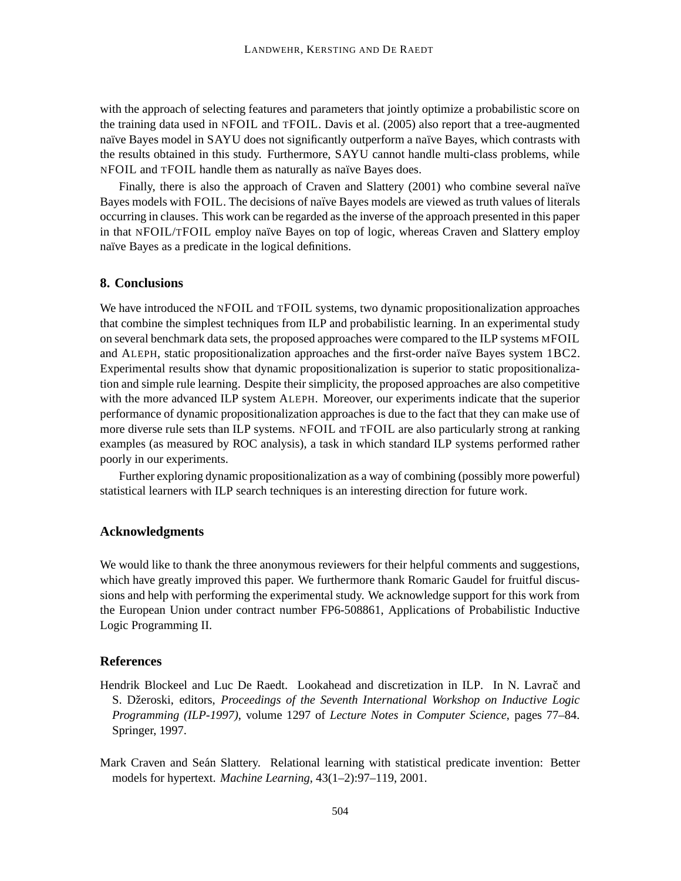with the approach of selecting features and parameters that jointly optimize a probabilistic score on the training data used in nFOIL and tFOIL. Davis et al. (2005) also report that a tree-augmented naïve Bayes model in SAYU does not significantly outperform a naïve Bayes, which contrasts with the results obtained in this study. Furthermore, SAYU cannot handle multi-class problems, while nFOIL and tFOIL handle them as naturally as naïve Bayes does.

Finally, there is also the approach of Craven and Slattery (2001) who combine several naïve Bayes models with FOIL. The decisions of naïve Bayes models are viewed as truth values of literals occurring in clauses. This work can be regarded as the inverse of the approach presented in this paper in that nFOIL/tFOIL employ naïve Bayes on top of logic, whereas Craven and Slattery employ naïve Bayes as a predicate in the logical definitions.

## 8. Conclusions

We have introduced the nFOIL and tFOIL systems, two dynamic propositionalization approaches that combine the simplest techniques from ILP and probabilistic learning. In an experimental study on several benchmark data sets, the proposed approaches were compared to the ILP systems mFOIL and Aleph, static propositionalization approaches and the first-order naïve Bayes system 1BC2. Experimental results show that dynamic propositionalization is superior to static propositionalization and simple rule learning. Despite their simplicity, the proposed approaches are also competitive with the more advanced ILP system Aleph. Moreover, our experiments indicate that the superior performance of dynamic propositionalization approaches is due to the fact that they can make use of more diverse rule sets than ILP systems. nFOIL and tFOIL are also particularly strong at ranking examples (as measured by ROC analysis), a task in which standard ILP systems performed rather poorly in our experiments.

Further exploring dynamic propositionalization as a way of combining (possibly more powerful) statistical learners with ILP search techniques is an interesting direction for future work.

## Acknowledgments

We would like to thank the three anonymous reviewers for their helpful comments and suggestions, which have greatly improved this paper. We furthermore thank Romaric Gaudel for fruitful discussions and help with performing the experimental study. We acknowledge support for this work from the European Union under contract number FP6-508861, Applications of Probabilistic Inductive Logic Programming II.

## References

Hendrik Blockeel and Luc De Raedt. Lookahead and discretization in ILP. In N. Lavrač and S. Džeroski, editors, *Proceedings of the Seventh International Workshop on Inductive Logic Programming (ILP-1997)*, volume 1297 of *Lecture Notes in Computer Science*, pages 77–84. Springer, 1997.

Mark Craven and Seán Slattery. Relational learning with statistical predicate invention: Better models for hypertext. *Machine Learning*, 43(1–2):97–119, 2001.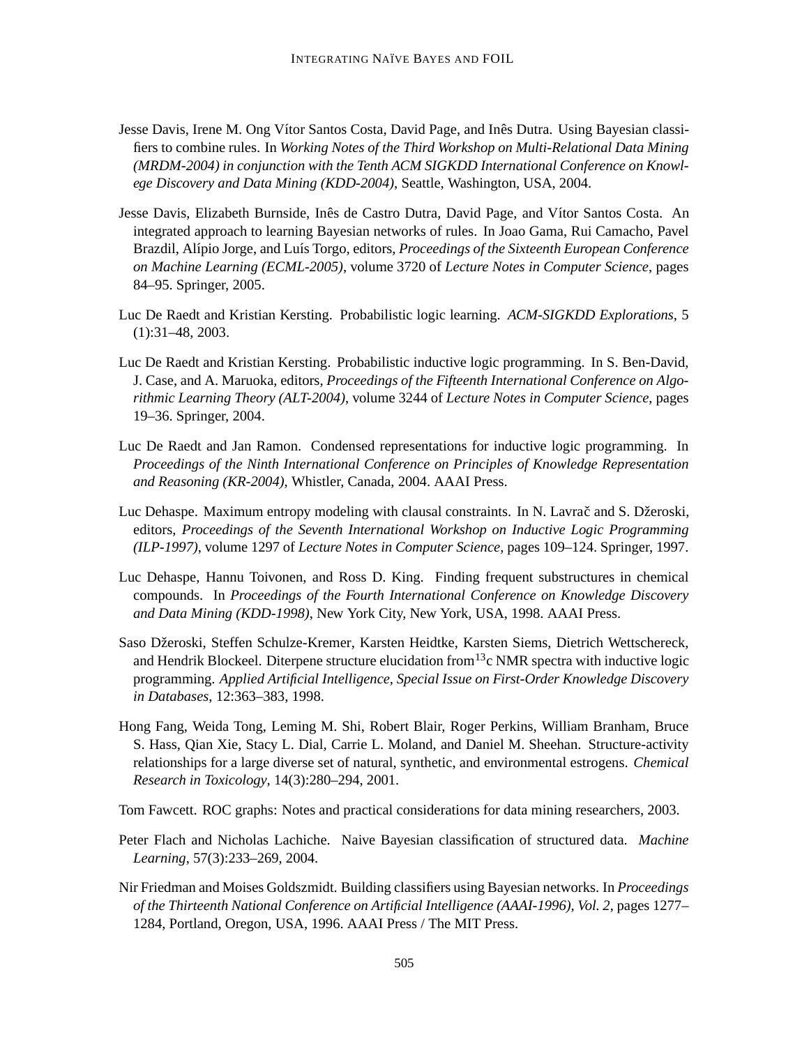Jesse Davis, Irene M. Ong Vítor Santos Costa, David Page, and Inês Dutra. Using Bayesian classifiers to combine rules. In *Working Notes of the Third Workshop on Multi-Relational Data Mining (MRDM-2004) in conjunction with the Tenth ACM SIGKDD International Conference on Knowlege Discovery and Data Mining (KDD-2004)*, Seattle, Washington, USA, 2004.

Jesse Davis, Elizabeth Burnside, Inês de Castro Dutra, David Page, and Vítor Santos Costa. An integrated approach to learning Bayesian networks of rules. In Joao Gama, Rui Camacho, Pavel Brazdil, Alípio Jorge, and Luís Torgo, editors, *Proceedings of the Sixteenth European Conference on Machine Learning (ECML-2005)*, volume 3720 of *Lecture Notes in Computer Science*, pages 84–95. Springer, 2005.

Luc De Raedt and Kristian Kersting. Probabilistic logic learning. *ACM-SIGKDD Explorations*, 5 (1):31–48, 2003.

Luc De Raedt and Kristian Kersting. Probabilistic inductive logic programming. In S. Ben-David, J. Case, and A. Maruoka, editors, *Proceedings of the Fifteenth International Conference on Algorithmic Learning Theory (ALT-2004)*, volume 3244 of *Lecture Notes in Computer Science*, pages 19–36. Springer, 2004.

Luc De Raedt and Jan Ramon. Condensed representations for inductive logic programming. In *Proceedings of the Ninth International Conference on Principles of Knowledge Representation and Reasoning (KR-2004)*, Whistler, Canada, 2004. AAAI Press.

Luc Dehaspe. Maximum entropy modeling with clausal constraints. In N. Lavrač and S. Džeroski, editors, *Proceedings of the Seventh International Workshop on Inductive Logic Programming (ILP-1997)*, volume 1297 of *Lecture Notes in Computer Science*, pages 109–124. Springer, 1997.

Luc Dehaspe, Hannu Toivonen, and Ross D. King. Finding frequent substructures in chemical compounds. In *Proceedings of the Fourth International Conference on Knowledge Discovery and Data Mining (KDD-1998)*, New York City, New York, USA, 1998. AAAI Press.

Saso Džeroski, Steffen Schulze-Kremer, Karsten Heidtke, Karsten Siems, Dietrich Wettschereck, and Hendrik Blockeel. Diterpene structure elucidation from$^{13}$c NMR spectra with inductive logic programming. *Applied Artificial Intelligence, Special Issue on First-Order Knowledge Discovery in Databases*, 12:363–383, 1998.

Hong Fang, Weida Tong, Leming M. Shi, Robert Blair, Roger Perkins, William Branham, Bruce S. Hass, Qian Xie, Stacy L. Dial, Carrie L. Moland, and Daniel M. Sheehan. Structure-activity relationships for a large diverse set of natural, synthetic, and environmental estrogens. *Chemical Research in Toxicology*, 14(3):280–294, 2001.

Tom Fawcett. ROC graphs: Notes and practical considerations for data mining researchers, 2003.

Peter Flach and Nicholas Lachiche. Naive Bayesian classification of structured data. *Machine Learning*, 57(3):233–269, 2004.

Nir Friedman and Moises Goldszmidt. Building classifiers using Bayesian networks. In *Proceedings of the Thirteenth National Conference on Artificial Intelligence (AAAI-1996), Vol. 2*, pages 1277–1284, Portland, Oregon, USA, 1996. AAAI Press / The MIT Press.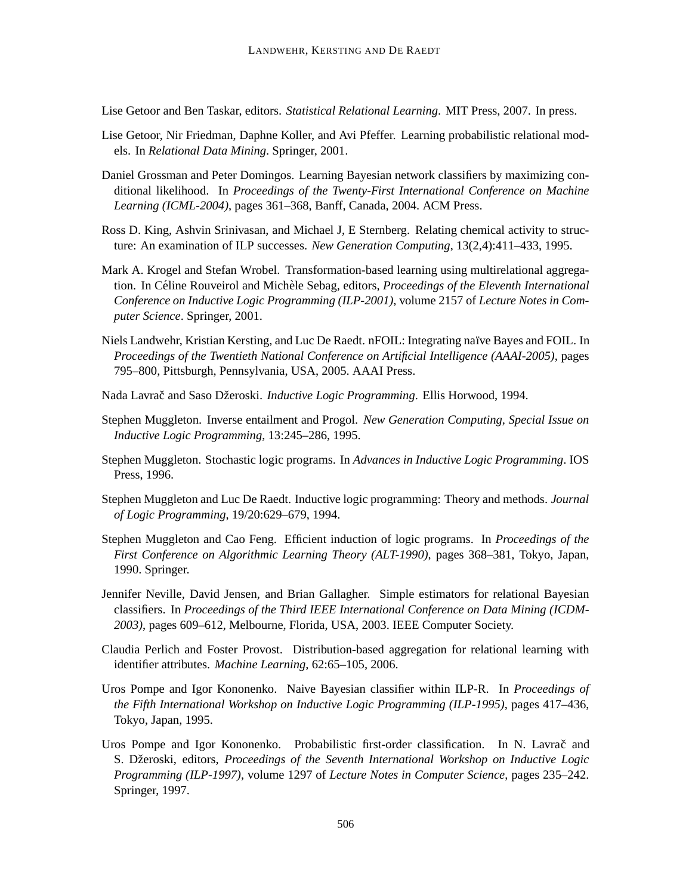Lise Getoor and Ben Taskar, editors. *Statistical Relational Learning*. MIT Press, 2007. In press.

Lise Getoor, Nir Friedman, Daphne Koller, and Avi Pfeffer. Learning probabilistic relational models. In *Relational Data Mining*. Springer, 2001.

Daniel Grossman and Peter Domingos. Learning Bayesian network classifiers by maximizing conditional likelihood. In *Proceedings of the Twenty-First International Conference on Machine Learning (ICML-2004)*, pages 361–368, Banff, Canada, 2004. ACM Press.

Ross D. King, Ashvin Srinivasan, and Michael J, E Sternberg. Relating chemical activity to structure: An examination of ILP successes. *New Generation Computing*, 13(2,4):411–433, 1995.

Mark A. Krogel and Stefan Wrobel. Transformation-based learning using multirelational aggregation. In Céline Rouveirol and Michèle Sebag, editors, *Proceedings of the Eleventh International Conference on Inductive Logic Programming (ILP-2001)*, volume 2157 of *Lecture Notes in Computer Science*. Springer, 2001.

Niels Landwehr, Kristian Kersting, and Luc De Raedt. nFOIL: Integrating naïve Bayes and FOIL. In *Proceedings of the Twentieth National Conference on Artificial Intelligence (AAAI-2005)*, pages 795–800, Pittsburgh, Pennsylvania, USA, 2005. AAAI Press.

Nada Lavrač and Saso Džeroski. *Inductive Logic Programming*. Ellis Horwood, 1994.

Stephen Muggleton. Inverse entailment and Progol. *New Generation Computing, Special Issue on Inductive Logic Programming*, 13:245–286, 1995.

Stephen Muggleton. Stochastic logic programs. In *Advances in Inductive Logic Programming*. IOS Press, 1996.

Stephen Muggleton and Luc De Raedt. Inductive logic programming: Theory and methods. *Journal of Logic Programming*, 19/20:629–679, 1994.

Stephen Muggleton and Cao Feng. Efficient induction of logic programs. In *Proceedings of the First Conference on Algorithmic Learning Theory (ALT-1990)*, pages 368–381, Tokyo, Japan, 1990. Springer.

Jennifer Neville, David Jensen, and Brian Gallagher. Simple estimators for relational Bayesian classifiers. In *Proceedings of the Third IEEE International Conference on Data Mining (ICDM-2003)*, pages 609–612, Melbourne, Florida, USA, 2003. IEEE Computer Society.

Claudia Perlich and Foster Provost. Distribution-based aggregation for relational learning with identifier attributes. *Machine Learning*, 62:65–105, 2006.

Uros Pompe and Igor Kononenko. Naive Bayesian classifier within ILP-R. In *Proceedings of the Fifth International Workshop on Inductive Logic Programming (ILP-1995)*, pages 417–436, Tokyo, Japan, 1995.

Uros Pompe and Igor Kononenko. Probabilistic first-order classification. In N. Lavrač and S. Džeroski, editors, *Proceedings of the Seventh International Workshop on Inductive Logic Programming (ILP-1997)*, volume 1297 of *Lecture Notes in Computer Science*, pages 235–242. Springer, 1997.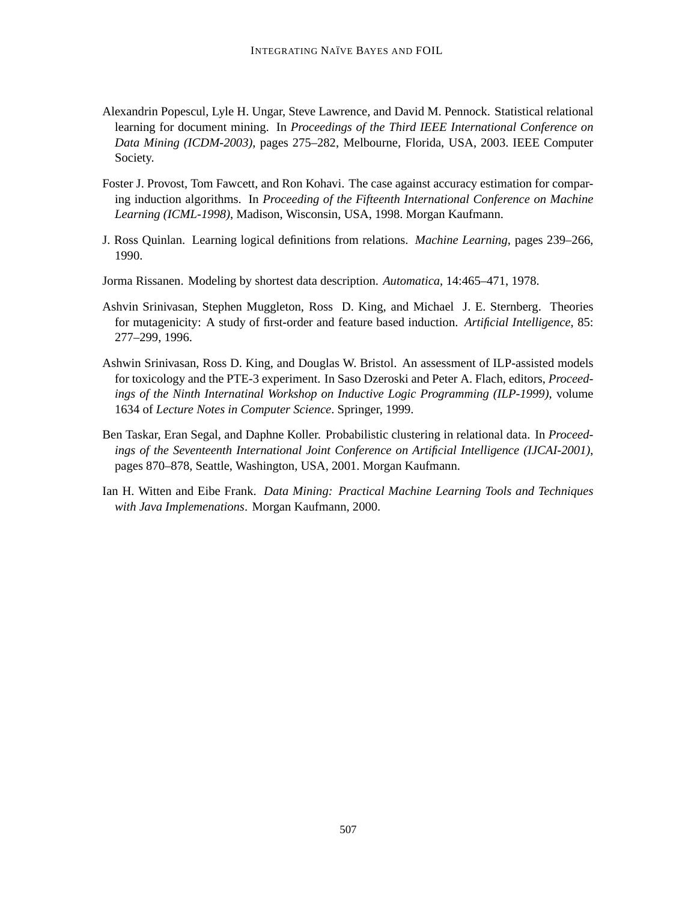Alexandrin Popescul, Lyle H. Ungar, Steve Lawrence, and David M. Pennock. Statistical relational learning for document mining. In *Proceedings of the Third IEEE International Conference on Data Mining (ICDM-2003)*, pages 275–282, Melbourne, Florida, USA, 2003. IEEE Computer Society.

Foster J. Provost, Tom Fawcett, and Ron Kohavi. The case against accuracy estimation for comparing induction algorithms. In *Proceeding of the Fifteenth International Conference on Machine Learning (ICML-1998)*, Madison, Wisconsin, USA, 1998. Morgan Kaufmann.

J. Ross Quinlan. Learning logical definitions from relations. *Machine Learning*, pages 239–266, 1990.

Jorma Rissanen. Modeling by shortest data description. *Automatica*, 14:465–471, 1978.

Ashvin Srinivasan, Stephen Muggleton, Ross D. King, and Michael J. E. Sternberg. Theories for mutagenicity: A study of first-order and feature based induction. *Artificial Intelligence*, 85: 277–299, 1996.

Ashwin Srinivasan, Ross D. King, and Douglas W. Bristol. An assessment of ILP-assisted models for toxicology and the PTE-3 experiment. In Saso Dzeroski and Peter A. Flach, editors, *Proceedings of the Ninth Internatinal Workshop on Inductive Logic Programming (ILP-1999)*, volume 1634 of *Lecture Notes in Computer Science*. Springer, 1999.

Ben Taskar, Eran Segal, and Daphne Koller. Probabilistic clustering in relational data. In *Proceedings of the Seventeenth International Joint Conference on Artificial Intelligence (IJCAI-2001)*, pages 870–878, Seattle, Washington, USA, 2001. Morgan Kaufmann.

Ian H. Witten and Eibe Frank. *Data Mining: Practical Machine Learning Tools and Techniques with Java Implemenations*. Morgan Kaufmann, 2000.